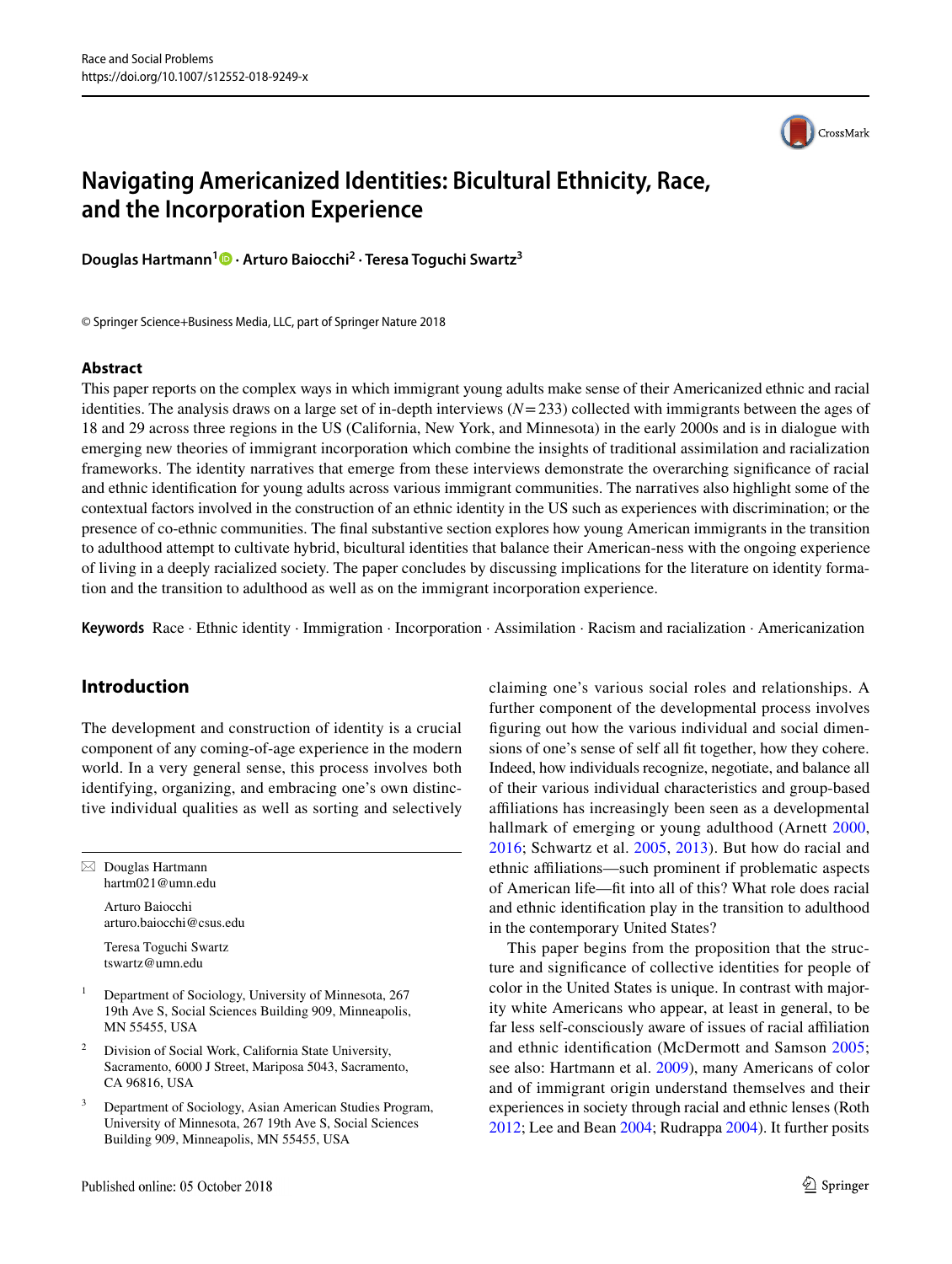# Navigating Americanized Identities: Bicultural Ethnicity, Race, and the Incorporation Experience

**Douglas Hartmann[1] · Arturo Baiocchi[2] · Teresa Toguchi Swartz[3]**

© Springer Science+Business Media, LLC, part of Springer Nature 2018

## Abstract

This paper reports on the complex ways in which immigrant young adults make sense of their Americanized ethnic and racial identities. The analysis draws on a large set of in-depth interviews ($N = 233$) collected with immigrants between the ages of 18 and 29 across three regions in the US (California, New York, and Minnesota) in the early 2000s and is in dialogue with emerging new theories of immigrant incorporation which combine the insights of traditional assimilation and racialization frameworks. The identity narratives that emerge from these interviews demonstrate the overarching significance of racial and ethnic identification for young adults across various immigrant communities. The narratives also highlight some of the contextual factors involved in the construction of an ethnic identity in the US such as experiences with discrimination; or the presence of co-ethnic communities. The final substantive section explores how young American immigrants in the transition to adulthood attempt to cultivate hybrid, bicultural identities that balance their American-ness with the ongoing experience of living in a deeply racialized society. The paper concludes by discussing implications for the literature on identity formation and the transition to adulthood as well as on the immigrant incorporation experience.

**Keywords** Race · Ethnic identity · Immigration · Incorporation · Assimilation · Racism and racialization · Americanization

## Introduction

The development and construction of identity is a crucial component of any coming-of-age experience in the modern world. In a very general sense, this process involves both identifying, organizing, and embracing one's own distinctive individual qualities as well as sorting and selectively claiming one's various social roles and relationships. A further component of the developmental process involves figuring out how the various individual and social dimensions of one's sense of self all fit together, how they cohere. Indeed, how individuals recognize, negotiate, and balance all of their various individual characteristics and group-based affiliations has increasingly been seen as a developmental hallmark of emerging or young adulthood (Arnett 2000, 2016; Schwartz et al. 2005, 2013). But how do racial and ethnic affiliations—such prominent if problematic aspects of American life—fit into all of this? What role does racial and ethnic identification play in the transition to adulthood in the contemporary United States?

This paper begins from the proposition that the structure and significance of collective identities for people of color in the United States is unique. In contrast with majority white Americans who appear, at least in general, to be far less self-consciously aware of issues of racial affiliation and ethnic identification (McDermott and Samson 2005; see also: Hartmann et al. 2009), many Americans of color and of immigrant origin understand themselves and their experiences in society through racial and ethnic lenses (Roth 2012; Lee and Bean 2004; Rudrappa 2004). It further posits

---

✉ Douglas Hartmann
hartm021@umn.edu

Arturo Baiocchi
arturo.baiocchi@csus.edu

Teresa Toguchi Swartz
tswartz@umn.edu

[1] Department of Sociology, University of Minnesota, 267 19th Ave S, Social Sciences Building 909, Minneapolis, MN 55455, USA

[2] Division of Social Work, California State University, Sacramento, 6000 J Street, Mariposa 5043, Sacramento, CA 96816, USA

[3] Department of Sociology, Asian American Studies Program, University of Minnesota, 267 19th Ave S, Social Sciences Building 909, Minneapolis, MN 55455, USA

Published online: 05 October 2018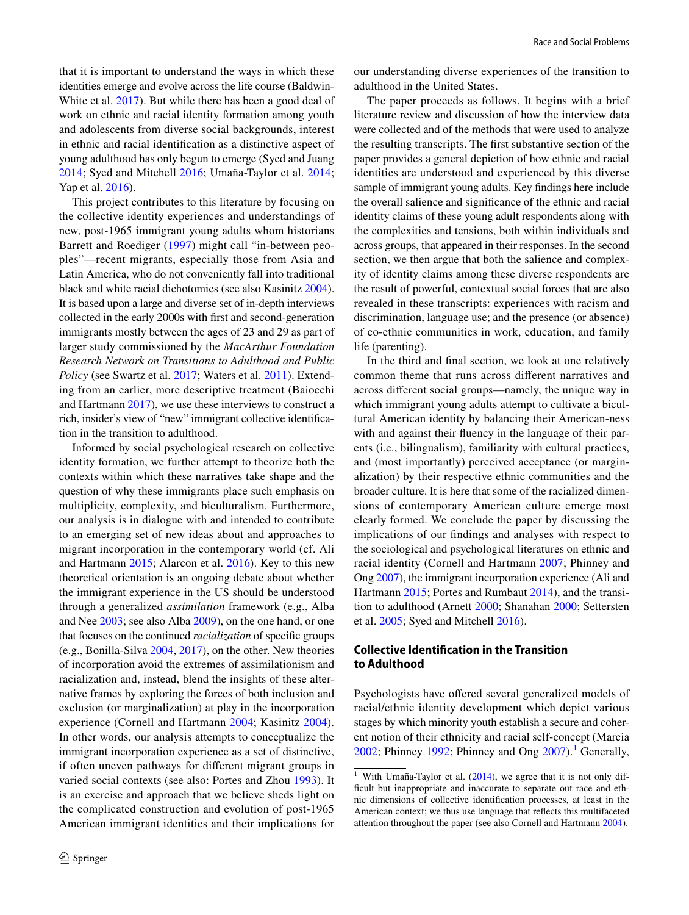that it is important to understand the ways in which these identities emerge and evolve across the life course (Baldwin-White et al. 2017). But while there has been a good deal of work on ethnic and racial identity formation among youth and adolescents from diverse social backgrounds, interest in ethnic and racial identification as a distinctive aspect of young adulthood has only begun to emerge (Syed and Juang 2014; Syed and Mitchell 2016; Umaña-Taylor et al. 2014; Yap et al. 2016).

This project contributes to this literature by focusing on the collective identity experiences and understandings of new, post-1965 immigrant young adults whom historians Barrett and Roediger (1997) might call "in-between peoples"—recent migrants, especially those from Asia and Latin America, who do not conveniently fall into traditional black and white racial dichotomies (see also Kasinitz 2004). It is based upon a large and diverse set of in-depth interviews collected in the early 2000s with first and second-generation immigrants mostly between the ages of 23 and 29 as part of larger study commissioned by the *MacArthur Foundation Research Network on Transitions to Adulthood and Public Policy* (see Swartz et al. 2017; Waters et al. 2011). Extending from an earlier, more descriptive treatment (Baiocchi and Hartmann 2017), we use these interviews to construct a rich, insider's view of "new" immigrant collective identification in the transition to adulthood.

Informed by social psychological research on collective identity formation, we further attempt to theorize both the contexts within which these narratives take shape and the question of why these immigrants place such emphasis on multiplicity, complexity, and biculturalism. Furthermore, our analysis is in dialogue with and intended to contribute to an emerging set of new ideas about and approaches to migrant incorporation in the contemporary world (cf. Ali and Hartmann 2015; Alarcon et al. 2016). Key to this new theoretical orientation is an ongoing debate about whether the immigrant experience in the US should be understood through a generalized *assimilation* framework (e.g., Alba and Nee 2003; see also Alba 2009), on the one hand, or one that focuses on the continued *racialization* of specific groups (e.g., Bonilla-Silva 2004, 2017), on the other. New theories of incorporation avoid the extremes of assimilationism and racialization and, instead, blend the insights of these alternative frames by exploring the forces of both inclusion and exclusion (or marginalization) at play in the incorporation experience (Cornell and Hartmann 2004; Kasinitz 2004). In other words, our analysis attempts to conceptualize the immigrant incorporation experience as a set of distinctive, if often uneven pathways for different migrant groups in varied social contexts (see also: Portes and Zhou 1993). It is an exercise and approach that we believe sheds light on the complicated construction and evolution of post-1965 American immigrant identities and their implications for our understanding diverse experiences of the transition to adulthood in the United States.

The paper proceeds as follows. It begins with a brief literature review and discussion of how the interview data were collected and of the methods that were used to analyze the resulting transcripts. The first substantive section of the paper provides a general depiction of how ethnic and racial identities are understood and experienced by this diverse sample of immigrant young adults. Key findings here include the overall salience and significance of the ethnic and racial identity claims of these young adult respondents along with the complexities and tensions, both within individuals and across groups, that appeared in their responses. In the second section, we then argue that both the salience and complexity of identity claims among these diverse respondents are the result of powerful, contextual social forces that are also revealed in these transcripts: experiences with racism and discrimination, language use; and the presence (or absence) of co-ethnic communities in work, education, and family life (parenting).

In the third and final section, we look at one relatively common theme that runs across different narratives and across different social groups—namely, the unique way in which immigrant young adults attempt to cultivate a bicultural American identity by balancing their American-ness with and against their fluency in the language of their parents (i.e., bilingualism), familiarity with cultural practices, and (most importantly) perceived acceptance (or marginalization) by their respective ethnic communities and the broader culture. It is here that some of the racialized dimensions of contemporary American culture emerge most clearly formed. We conclude the paper by discussing the implications of our findings and analyses with respect to the sociological and psychological literatures on ethnic and racial identity (Cornell and Hartmann 2007; Phinney and Ong 2007), the immigrant incorporation experience (Ali and Hartmann 2015; Portes and Rumbaut 2014), and the transition to adulthood (Arnett 2000; Shanahan 2000; Settersten et al. 2005; Syed and Mitchell 2016).

## Collective Identification in the Transition to Adulthood

Psychologists have offered several generalized models of racial/ethnic identity development which depict various stages by which minority youth establish a secure and coherent notion of their ethnicity and racial self-concept (Marcia 2002; Phinney 1992; Phinney and Ong 2007).[1] Generally,

[1] With Umaña-Taylor et al. (2014), we agree that it is not only difficult but inappropriate and inaccurate to separate out race and ethnic dimensions of collective identification processes, at least in the American context; we thus use language that reflects this multifaceted attention throughout the paper (see also Cornell and Hartmann 2004).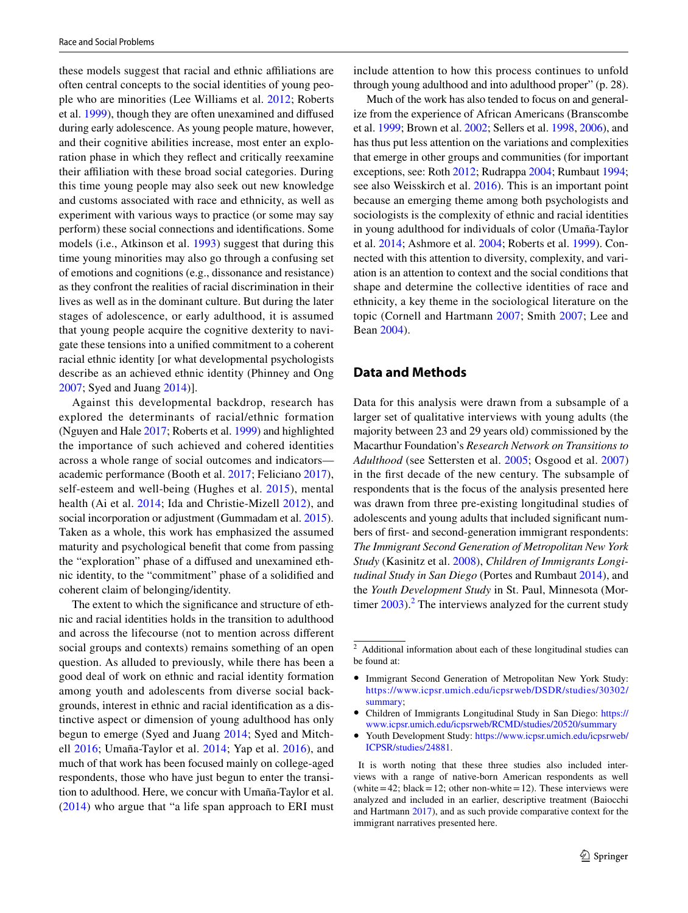these models suggest that racial and ethnic affiliations are often central concepts to the social identities of young people who are minorities (Lee Williams et al. 2012; Roberts et al. 1999), though they are often unexamined and diffused during early adolescence. As young people mature, however, and their cognitive abilities increase, most enter an exploration phase in which they reflect and critically reexamine their affiliation with these broad social categories. During this time young people may also seek out new knowledge and customs associated with race and ethnicity, as well as experiment with various ways to practice (or some may say perform) these social connections and identifications. Some models (i.e., Atkinson et al. 1993) suggest that during this time young minorities may also go through a confusing set of emotions and cognitions (e.g., dissonance and resistance) as they confront the realities of racial discrimination in their lives as well as in the dominant culture. But during the later stages of adolescence, or early adulthood, it is assumed that young people acquire the cognitive dexterity to navigate these tensions into a unified commitment to a coherent racial ethnic identity [or what developmental psychologists describe as an achieved ethnic identity (Phinney and Ong 2007; Syed and Juang 2014)].

Against this developmental backdrop, research has explored the determinants of racial/ethnic formation (Nguyen and Hale 2017; Roberts et al. 1999) and highlighted the importance of such achieved and cohered identities across a whole range of social outcomes and indicators—academic performance (Booth et al. 2017; Feliciano 2017), self-esteem and well-being (Hughes et al. 2015), mental health (Ai et al. 2014; Ida and Christie-Mizell 2012), and social incorporation or adjustment (Gummadam et al. 2015). Taken as a whole, this work has emphasized the assumed maturity and psychological benefit that come from passing the "exploration" phase of a diffused and unexamined ethnic identity, to the "commitment" phase of a solidified and coherent claim of belonging/identity.

The extent to which the significance and structure of ethnic and racial identities holds in the transition to adulthood and across the lifecourse (not to mention across different social groups and contexts) remains something of an open question. As alluded to previously, while there has been a good deal of work on ethnic and racial identity formation among youth and adolescents from diverse social backgrounds, interest in ethnic and racial identification as a distinctive aspect or dimension of young adulthood has only begun to emerge (Syed and Juang 2014; Syed and Mitchell 2016; Umaña-Taylor et al. 2014; Yap et al. 2016), and much of that work has been focused mainly on college-aged respondents, those who have just begun to enter the transition to adulthood. Here, we concur with Umaña-Taylor et al. (2014) who argue that "a life span approach to ERI must include attention to how this process continues to unfold through young adulthood and into adulthood proper" (p. 28).

Much of the work has also tended to focus on and generalize from the experience of African Americans (Branscombe et al. 1999; Brown et al. 2002; Sellers et al. 1998, 2006), and has thus put less attention on the variations and complexities that emerge in other groups and communities (for important exceptions, see: Roth 2012; Rudrappa 2004; Rumbaut 1994; see also Weisskirch et al. 2016). This is an important point because an emerging theme among both psychologists and sociologists is the complexity of ethnic and racial identities in young adulthood for individuals of color (Umaña-Taylor et al. 2014; Ashmore et al. 2004; Roberts et al. 1999). Connected with this attention to diversity, complexity, and variation is an attention to context and the social conditions that shape and determine the collective identities of race and ethnicity, a key theme in the sociological literature on the topic (Cornell and Hartmann 2007; Smith 2007; Lee and Bean 2004).

## Data and Methods

Data for this analysis were drawn from a subsample of a larger set of qualitative interviews with young adults (the majority between 23 and 29 years old) commissioned by the Macarthur Foundation's *Research Network on Transitions to Adulthood* (see Settersten et al. 2005; Osgood et al. 2007) in the first decade of the new century. The subsample of respondents that is the focus of the analysis presented here was drawn from three pre-existing longitudinal studies of adolescents and young adults that included significant numbers of first- and second-generation immigrant respondents: *The Immigrant Second Generation of Metropolitan New York Study* (Kasinitz et al. 2008), *Children of Immigrants Longitudinal Study in San Diego* (Portes and Rumbaut 2014), and the *Youth Development Study* in St. Paul, Minnesota (Mortimer 2003).[2] The interviews analyzed for the current study

---

[2] Additional information about each of these longitudinal studies can be found at:

- Immigrant Second Generation of Metropolitan New York Study: https://www.icpsr.umich.edu/icpsrweb/DSDR/studies/30302/summary;
- Children of Immigrants Longitudinal Study in San Diego: https://www.icpsr.umich.edu/icpsrweb/RCMD/studies/20520/summary
- Youth Development Study: https://www.icpsr.umich.edu/icpsrweb/ICPSR/studies/24881.

It is worth noting that these three studies also included interviews with a range of native-born American respondents as well (white = 42; black = 12; other non-white = 12). These interviews were analyzed and included in an earlier, descriptive treatment (Baiocchi and Hartmann 2017), and as such provide comparative context for the immigrant narratives presented here.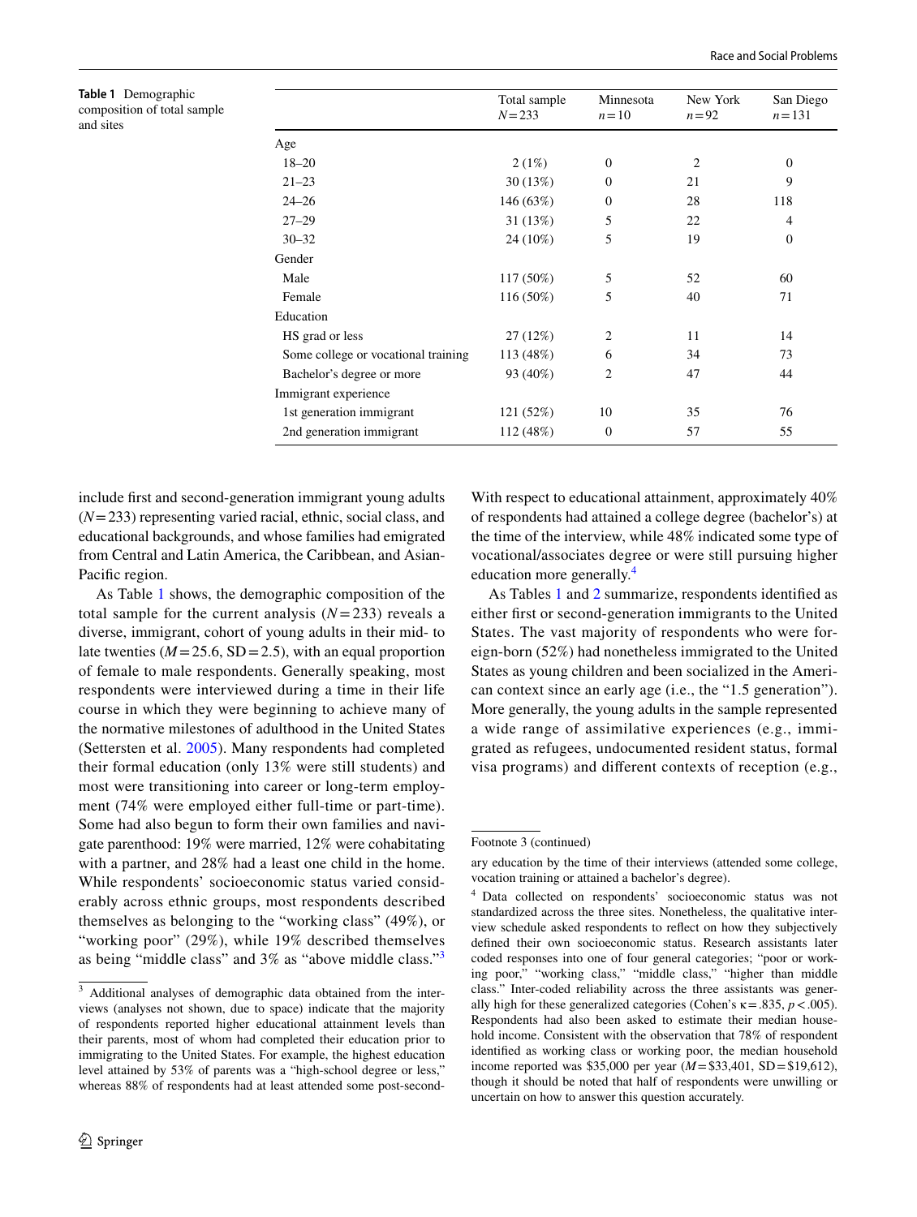**Table 1** Demographic composition of total sample and sites

| | Total sample $N=233$ | Minnesota $n=10$ | New York $n=92$ | San Diego $n=131$ |
|---|---|---|---|---|
| Age | | | | |
| 18–20 | 2 (1%) | 0 | 2 | 0 |
| 21–23 | 30 (13%) | 0 | 21 | 9 |
| 24–26 | 146 (63%) | 0 | 28 | 118 |
| 27–29 | 31 (13%) | 5 | 22 | 4 |
| 30–32 | 24 (10%) | 5 | 19 | 0 |
| Gender | | | | |
| Male | 117 (50%) | 5 | 52 | 60 |
| Female | 116 (50%) | 5 | 40 | 71 |
| Education | | | | |
| HS grad or less | 27 (12%) | 2 | 11 | 14 |
| Some college or vocational training | 113 (48%) | 6 | 34 | 73 |
| Bachelor's degree or more | 93 (40%) | 2 | 47 | 44 |
| Immigrant experience | | | | |
| 1st generation immigrant | 121 (52%) | 10 | 35 | 76 |
| 2nd generation immigrant | 112 (48%) | 0 | 57 | 55 |

include first and second-generation immigrant young adults ($N=233$) representing varied racial, ethnic, social class, and educational backgrounds, and whose families had emigrated from Central and Latin America, the Caribbean, and Asian-Pacific region.

As Table 1 shows, the demographic composition of the total sample for the current analysis ($N=233$) reveals a diverse, immigrant, cohort of young adults in their mid- to late twenties ($M=25.6$, $SD=2.5$), with an equal proportion of female to male respondents. Generally speaking, most respondents were interviewed during a time in their life course in which they were beginning to achieve many of the normative milestones of adulthood in the United States (Settersten et al. 2005). Many respondents had completed their formal education (only 13% were still students) and most were transitioning into career or long-term employment (74% were employed either full-time or part-time). Some had also begun to form their own families and navigate parenthood: 19% were married, 12% were cohabitating with a partner, and 28% had a least one child in the home. While respondents' socioeconomic status varied considerably across ethnic groups, most respondents described themselves as belonging to the "working class" (49%), or "working poor" (29%), while 19% described themselves as being "middle class" and 3% as "above middle class."[3]

With respect to educational attainment, approximately 40% of respondents had attained a college degree (bachelor's) at the time of the interview, while 48% indicated some type of vocational/associates degree or were still pursuing higher education more generally.[4]

As Tables 1 and 2 summarize, respondents identified as either first or second-generation immigrants to the United States. The vast majority of respondents who were foreign-born (52%) had nonetheless immigrated to the United States as young children and been socialized in the American context since an early age (i.e., the "1.5 generation"). More generally, the young adults in the sample represented a wide range of assimilative experiences (e.g., immigrated as refugees, undocumented resident status, formal visa programs) and different contexts of reception (e.g.,

[3] Additional analyses of demographic data obtained from the interviews (analyses not shown, due to space) indicate that the majority of respondents reported higher educational attainment levels than their parents, most of whom had completed their education prior to immigrating to the United States. For example, the highest education level attained by 53% of parents was a "high-school degree or less," whereas 88% of respondents had at least attended some post-secondary education by the time of their interviews (attended some college, vocation training or attained a bachelor's degree).

[4] Data collected on respondents' socioeconomic status was not standardized across the three sites. Nonetheless, the qualitative interview schedule asked respondents to reflect on how they subjectively defined their own socioeconomic status. Research assistants later coded responses into one of four general categories; "poor or working poor," "working class," "middle class," "higher than middle class." Inter-coded reliability across the three assistants was generally high for these generalized categories (Cohen's $\kappa=.835$, $p<.005$). Respondents had also been asked to estimate their median household income. Consistent with the observation that 78% of respondent identified as working class or working poor, the median household income reported was \$35,000 per year ($M=\$33{,}401$, $SD=\$19{,}612$), though it should be noted that half of respondents were unwilling or uncertain on how to answer this question accurately.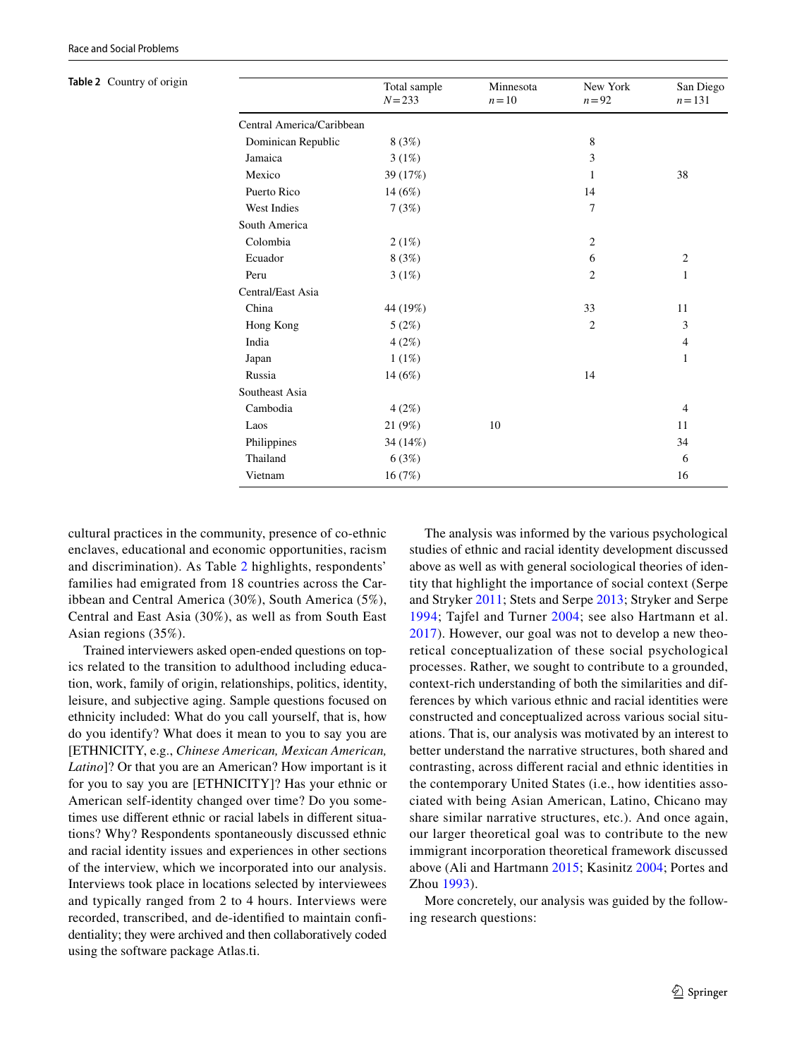**Table 2** Country of origin

| | Total sample $N=233$ | Minnesota $n=10$ | New York $n=92$ | San Diego $n=131$ |
|---|---|---|---|---|
| Central America/Caribbean | | | | |
| Dominican Republic | 8 (3%) | | 8 | |
| Jamaica | 3 (1%) | | 3 | |
| Mexico | 39 (17%) | | 1 | 38 |
| Puerto Rico | 14 (6%) | | 14 | |
| West Indies | 7 (3%) | | 7 | |
| South America | | | | |
| Colombia | 2 (1%) | | 2 | |
| Ecuador | 8 (3%) | | 6 | 2 |
| Peru | 3 (1%) | | 2 | 1 |
| Central/East Asia | | | | |
| China | 44 (19%) | | 33 | 11 |
| Hong Kong | 5 (2%) | | 2 | 3 |
| India | 4 (2%) | | | 4 |
| Japan | 1 (1%) | | | 1 |
| Russia | 14 (6%) | | 14 | |
| Southeast Asia | | | | |
| Cambodia | 4 (2%) | | | 4 |
| Laos | 21 (9%) | 10 | | 11 |
| Philippines | 34 (14%) | | | 34 |
| Thailand | 6 (3%) | | | 6 |
| Vietnam | 16 (7%) | | | 16 |

cultural practices in the community, presence of co-ethnic enclaves, educational and economic opportunities, racism and discrimination). As Table 2 highlights, respondents' families had emigrated from 18 countries across the Caribbean and Central America (30%), South America (5%), Central and East Asia (30%), as well as from South East Asian regions (35%).

Trained interviewers asked open-ended questions on topics related to the transition to adulthood including education, work, family of origin, relationships, politics, identity, leisure, and subjective aging. Sample questions focused on ethnicity included: What do you call yourself, that is, how do you identify? What does it mean to you to say you are [ETHNICITY, e.g., *Chinese American, Mexican American, Latino*]? Or that you are an American? How important is it for you to say you are [ETHNICITY]? Has your ethnic or American self-identity changed over time? Do you sometimes use different ethnic or racial labels in different situations? Why? Respondents spontaneously discussed ethnic and racial identity issues and experiences in other sections of the interview, which we incorporated into our analysis. Interviews took place in locations selected by interviewees and typically ranged from 2 to 4 hours. Interviews were recorded, transcribed, and de-identified to maintain confidentiality; they were archived and then collaboratively coded using the software package Atlas.ti.

The analysis was informed by the various psychological studies of ethnic and racial identity development discussed above as well as with general sociological theories of identity that highlight the importance of social context (Serpe and Stryker 2011; Stets and Serpe 2013; Stryker and Serpe 1994; Tajfel and Turner 2004; see also Hartmann et al. 2017). However, our goal was not to develop a new theoretical conceptualization of these social psychological processes. Rather, we sought to contribute to a grounded, context-rich understanding of both the similarities and differences by which various ethnic and racial identities were constructed and conceptualized across various social situations. That is, our analysis was motivated by an interest to better understand the narrative structures, both shared and contrasting, across different racial and ethnic identities in the contemporary United States (i.e., how identities associated with being Asian American, Latino, Chicano may share similar narrative structures, etc.). And once again, our larger theoretical goal was to contribute to the new immigrant incorporation theoretical framework discussed above (Ali and Hartmann 2015; Kasinitz 2004; Portes and Zhou 1993).

More concretely, our analysis was guided by the following research questions: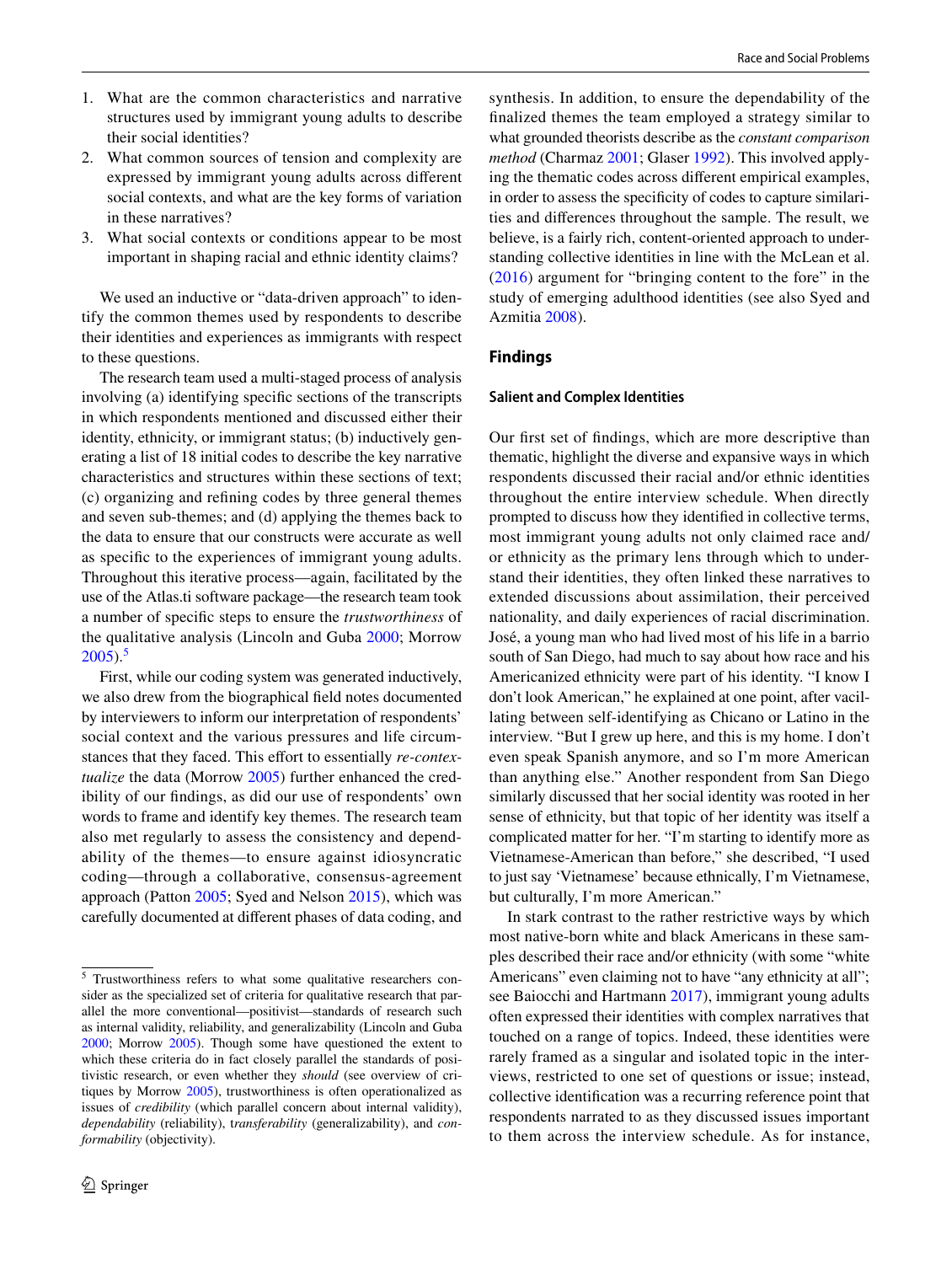1. What are the common characteristics and narrative structures used by immigrant young adults to describe their social identities?
2. What common sources of tension and complexity are expressed by immigrant young adults across different social contexts, and what are the key forms of variation in these narratives?
3. What social contexts or conditions appear to be most important in shaping racial and ethnic identity claims?

We used an inductive or "data-driven approach" to identify the common themes used by respondents to describe their identities and experiences as immigrants with respect to these questions.

The research team used a multi-staged process of analysis involving (a) identifying specific sections of the transcripts in which respondents mentioned and discussed either their identity, ethnicity, or immigrant status; (b) inductively generating a list of 18 initial codes to describe the key narrative characteristics and structures within these sections of text; (c) organizing and refining codes by three general themes and seven sub-themes; and (d) applying the themes back to the data to ensure that our constructs were accurate as well as specific to the experiences of immigrant young adults. Throughout this iterative process—again, facilitated by the use of the Atlas.ti software package—the research team took a number of specific steps to ensure the *trustworthiness* of the qualitative analysis (Lincoln and Guba 2000; Morrow 2005).[5]

First, while our coding system was generated inductively, we also drew from the biographical field notes documented by interviewers to inform our interpretation of respondents' social context and the various pressures and life circumstances that they faced. This effort to essentially *re-contextualize* the data (Morrow 2005) further enhanced the credibility of our findings, as did our use of respondents' own words to frame and identify key themes. The research team also met regularly to assess the consistency and dependability of the themes—to ensure against idiosyncratic coding—through a collaborative, consensus-agreement approach (Patton 2005; Syed and Nelson 2015), which was carefully documented at different phases of data coding, and synthesis. In addition, to ensure the dependability of the finalized themes the team employed a strategy similar to what grounded theorists describe as the *constant comparison method* (Charmaz 2001; Glaser 1992). This involved applying the thematic codes across different empirical examples, in order to assess the specificity of codes to capture similarities and differences throughout the sample. The result, we believe, is a fairly rich, content-oriented approach to understanding collective identities in line with the McLean et al. (2016) argument for "bringing content to the fore" in the study of emerging adulthood identities (see also Syed and Azmitia 2008).

## Findings

### Salient and Complex Identities

Our first set of findings, which are more descriptive than thematic, highlight the diverse and expansive ways in which respondents discussed their racial and/or ethnic identities throughout the entire interview schedule. When directly prompted to discuss how they identified in collective terms, most immigrant young adults not only claimed race and/or ethnicity as the primary lens through which to understand their identities, they often linked these narratives to extended discussions about assimilation, their perceived nationality, and daily experiences of racial discrimination. José, a young man who had lived most of his life in a barrio south of San Diego, had much to say about how race and his Americanized ethnicity were part of his identity. "I know I don't look American," he explained at one point, after vacillating between self-identifying as Chicano or Latino in the interview. "But I grew up here, and this is my home. I don't even speak Spanish anymore, and so I'm more American than anything else." Another respondent from San Diego similarly discussed that her social identity was rooted in her sense of ethnicity, but that topic of her identity was itself a complicated matter for her. "I'm starting to identify more as Vietnamese-American than before," she described, "I used to just say 'Vietnamese' because ethnically, I'm Vietnamese, but culturally, I'm more American."

In stark contrast to the rather restrictive ways by which most native-born white and black Americans in these samples described their race and/or ethnicity (with some "white Americans" even claiming not to have "any ethnicity at all"; see Baiocchi and Hartmann 2017), immigrant young adults often expressed their identities with complex narratives that touched on a range of topics. Indeed, these identities were rarely framed as a singular and isolated topic in the interviews, restricted to one set of questions or issue; instead, collective identification was a recurring reference point that respondents narrated to as they discussed issues important to them across the interview schedule. As for instance,

[5] Trustworthiness refers to what some qualitative researchers consider as the specialized set of criteria for qualitative research that parallel the more conventional—positivist—standards of research such as internal validity, reliability, and generalizability (Lincoln and Guba 2000; Morrow 2005). Though some have questioned the extent to which these criteria do in fact closely parallel the standards of positivistic research, or even whether they *should* (see overview of critiques by Morrow 2005), trustworthiness is often operationalized as issues of *credibility* (which parallel concern about internal validity), *dependability* (reliability), *transferability* (generalizability), and *conformability* (objectivity).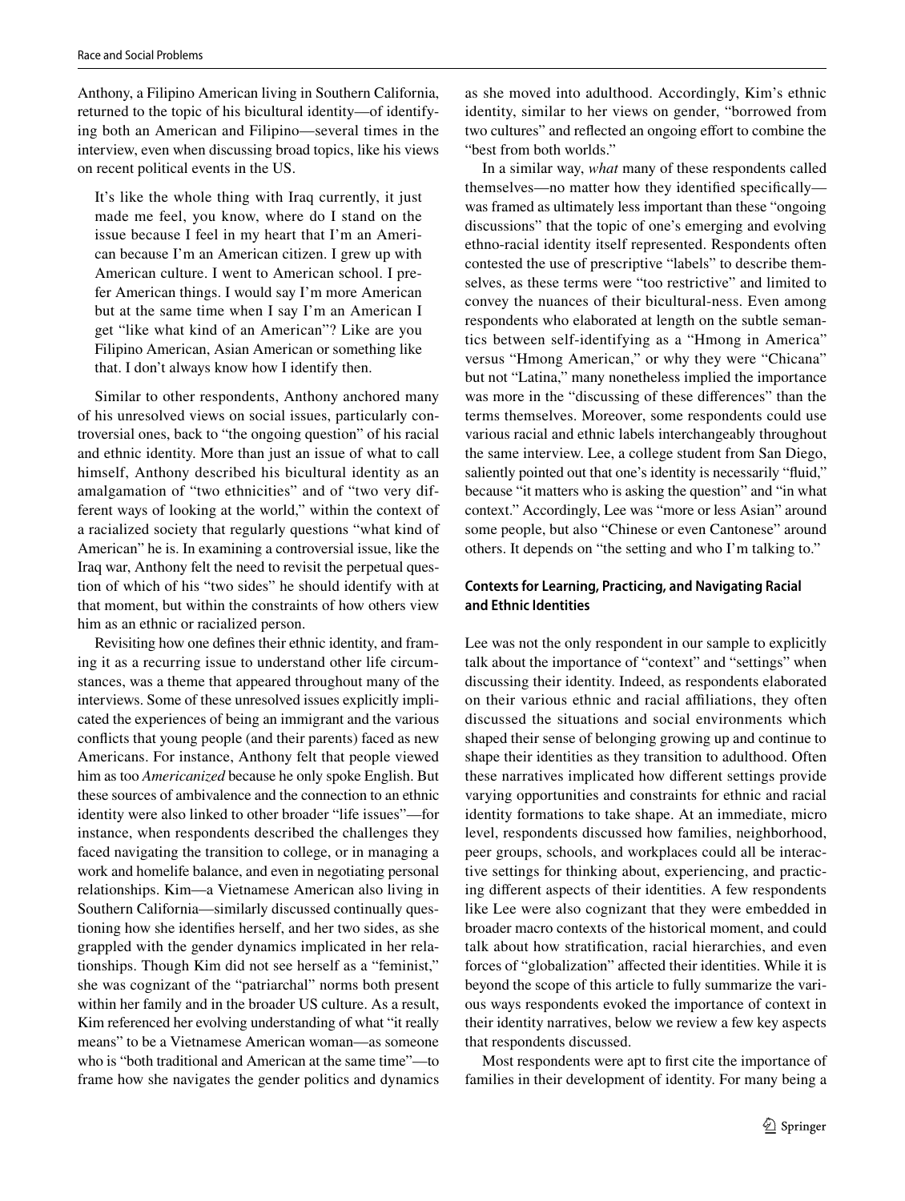Anthony, a Filipino American living in Southern California, returned to the topic of his bicultural identity—of identifying both an American and Filipino—several times in the interview, even when discussing broad topics, like his views on recent political events in the US.

> It's like the whole thing with Iraq currently, it just made me feel, you know, where do I stand on the issue because I feel in my heart that I'm an American because I'm an American citizen. I grew up with American culture. I went to American school. I prefer American things. I would say I'm more American but at the same time when I say I'm an American I get "like what kind of an American"? Like are you Filipino American, Asian American or something like that. I don't always know how I identify then.

Similar to other respondents, Anthony anchored many of his unresolved views on social issues, particularly controversial ones, back to "the ongoing question" of his racial and ethnic identity. More than just an issue of what to call himself, Anthony described his bicultural identity as an amalgamation of "two ethnicities" and of "two very different ways of looking at the world," within the context of a racialized society that regularly questions "what kind of American" he is. In examining a controversial issue, like the Iraq war, Anthony felt the need to revisit the perpetual question of which of his "two sides" he should identify with at that moment, but within the constraints of how others view him as an ethnic or racialized person.

Revisiting how one defines their ethnic identity, and framing it as a recurring issue to understand other life circumstances, was a theme that appeared throughout many of the interviews. Some of these unresolved issues explicitly implicated the experiences of being an immigrant and the various conflicts that young people (and their parents) faced as new Americans. For instance, Anthony felt that people viewed him as too *Americanized* because he only spoke English. But these sources of ambivalence and the connection to an ethnic identity were also linked to other broader "life issues"—for instance, when respondents described the challenges they faced navigating the transition to college, or in managing a work and homelife balance, and even in negotiating personal relationships. Kim—a Vietnamese American also living in Southern California—similarly discussed continually questioning how she identifies herself, and her two sides, as she grappled with the gender dynamics implicated in her relationships. Though Kim did not see herself as a "feminist," she was cognizant of the "patriarchal" norms both present within her family and in the broader US culture. As a result, Kim referenced her evolving understanding of what "it really means" to be a Vietnamese American woman—as someone who is "both traditional and American at the same time"—to frame how she navigates the gender politics and dynamics as she moved into adulthood. Accordingly, Kim's ethnic identity, similar to her views on gender, "borrowed from two cultures" and reflected an ongoing effort to combine the "best from both worlds."

In a similar way, *what* many of these respondents called themselves—no matter how they identified specifically—was framed as ultimately less important than these "ongoing discussions" that the topic of one's emerging and evolving ethno-racial identity itself represented. Respondents often contested the use of prescriptive "labels" to describe themselves, as these terms were "too restrictive" and limited to convey the nuances of their bicultural-ness. Even among respondents who elaborated at length on the subtle semantics between self-identifying as a "Hmong in America" versus "Hmong American," or why they were "Chicana" but not "Latina," many nonetheless implied the importance was more in the "discussing of these differences" than the terms themselves. Moreover, some respondents could use various racial and ethnic labels interchangeably throughout the same interview. Lee, a college student from San Diego, saliently pointed out that one's identity is necessarily "fluid," because "it matters who is asking the question" and "in what context." Accordingly, Lee was "more or less Asian" around some people, but also "Chinese or even Cantonese" around others. It depends on "the setting and who I'm talking to."

### Contexts for Learning, Practicing, and Navigating Racial and Ethnic Identities

Lee was not the only respondent in our sample to explicitly talk about the importance of "context" and "settings" when discussing their identity. Indeed, as respondents elaborated on their various ethnic and racial affiliations, they often discussed the situations and social environments which shaped their sense of belonging growing up and continue to shape their identities as they transition to adulthood. Often these narratives implicated how different settings provide varying opportunities and constraints for ethnic and racial identity formations to take shape. At an immediate, micro level, respondents discussed how families, neighborhood, peer groups, schools, and workplaces could all be interactive settings for thinking about, experiencing, and practicing different aspects of their identities. A few respondents like Lee were also cognizant that they were embedded in broader macro contexts of the historical moment, and could talk about how stratification, racial hierarchies, and even forces of "globalization" affected their identities. While it is beyond the scope of this article to fully summarize the various ways respondents evoked the importance of context in their identity narratives, below we review a few key aspects that respondents discussed.

Most respondents were apt to first cite the importance of families in their development of identity. For many being a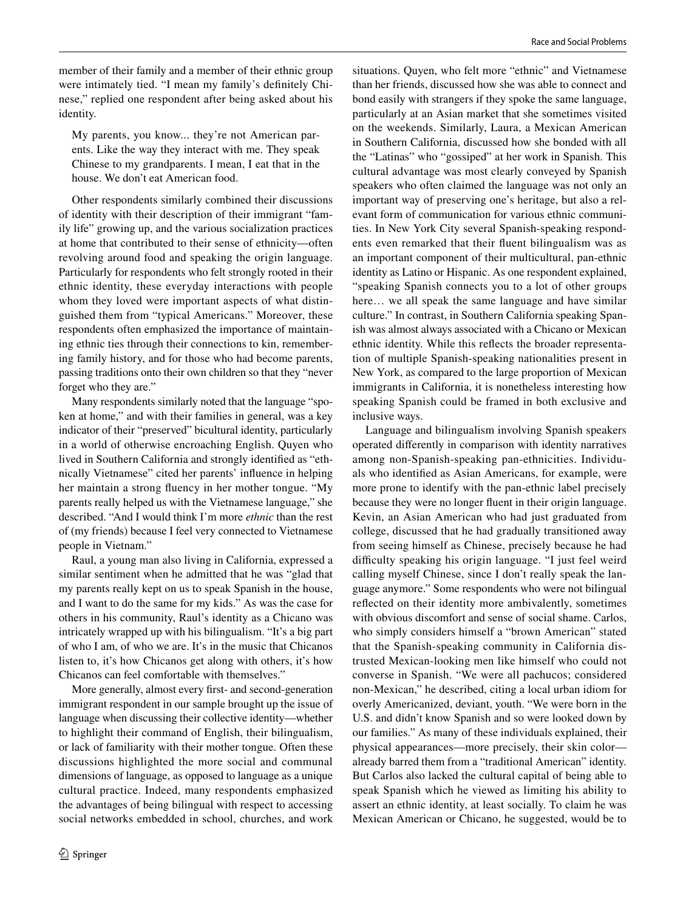member of their family and a member of their ethnic group were intimately tied. "I mean my family's definitely Chinese," replied one respondent after being asked about his identity.

> My parents, you know... they're not American parents. Like the way they interact with me. They speak Chinese to my grandparents. I mean, I eat that in the house. We don't eat American food.

Other respondents similarly combined their discussions of identity with their description of their immigrant "family life" growing up, and the various socialization practices at home that contributed to their sense of ethnicity—often revolving around food and speaking the origin language. Particularly for respondents who felt strongly rooted in their ethnic identity, these everyday interactions with people whom they loved were important aspects of what distinguished them from "typical Americans." Moreover, these respondents often emphasized the importance of maintaining ethnic ties through their connections to kin, remembering family history, and for those who had become parents, passing traditions onto their own children so that they "never forget who they are."

Many respondents similarly noted that the language "spoken at home," and with their families in general, was a key indicator of their "preserved" bicultural identity, particularly in a world of otherwise encroaching English. Quyen who lived in Southern California and strongly identified as "ethnically Vietnamese" cited her parents' influence in helping her maintain a strong fluency in her mother tongue. "My parents really helped us with the Vietnamese language," she described. "And I would think I'm more *ethnic* than the rest of (my friends) because I feel very connected to Vietnamese people in Vietnam."

Raul, a young man also living in California, expressed a similar sentiment when he admitted that he was "glad that my parents really kept on us to speak Spanish in the house, and I want to do the same for my kids." As was the case for others in his community, Raul's identity as a Chicano was intricately wrapped up with his bilingualism. "It's a big part of who I am, of who we are. It's in the music that Chicanos listen to, it's how Chicanos get along with others, it's how Chicanos can feel comfortable with themselves."

More generally, almost every first- and second-generation immigrant respondent in our sample brought up the issue of language when discussing their collective identity—whether to highlight their command of English, their bilingualism, or lack of familiarity with their mother tongue. Often these discussions highlighted the more social and communal dimensions of language, as opposed to language as a unique cultural practice. Indeed, many respondents emphasized the advantages of being bilingual with respect to accessing social networks embedded in school, churches, and work situations. Quyen, who felt more "ethnic" and Vietnamese than her friends, discussed how she was able to connect and bond easily with strangers if they spoke the same language, particularly at an Asian market that she sometimes visited on the weekends. Similarly, Laura, a Mexican American in Southern California, discussed how she bonded with all the "Latinas" who "gossiped" at her work in Spanish. This cultural advantage was most clearly conveyed by Spanish speakers who often claimed the language was not only an important way of preserving one's heritage, but also a relevant form of communication for various ethnic communities. In New York City several Spanish-speaking respondents even remarked that their fluent bilingualism was as an important component of their multicultural, pan-ethnic identity as Latino or Hispanic. As one respondent explained, "speaking Spanish connects you to a lot of other groups here… we all speak the same language and have similar culture." In contrast, in Southern California speaking Spanish was almost always associated with a Chicano or Mexican ethnic identity. While this reflects the broader representation of multiple Spanish-speaking nationalities present in New York, as compared to the large proportion of Mexican immigrants in California, it is nonetheless interesting how speaking Spanish could be framed in both exclusive and inclusive ways.

Language and bilingualism involving Spanish speakers operated differently in comparison with identity narratives among non-Spanish-speaking pan-ethnicities. Individuals who identified as Asian Americans, for example, were more prone to identify with the pan-ethnic label precisely because they were no longer fluent in their origin language. Kevin, an Asian American who had just graduated from college, discussed that he had gradually transitioned away from seeing himself as Chinese, precisely because he had difficulty speaking his origin language. "I just feel weird calling myself Chinese, since I don't really speak the language anymore." Some respondents who were not bilingual reflected on their identity more ambivalently, sometimes with obvious discomfort and sense of social shame. Carlos, who simply considers himself a "brown American" stated that the Spanish-speaking community in California distrusted Mexican-looking men like himself who could not converse in Spanish. "We were all pachucos; considered non-Mexican," he described, citing a local urban idiom for overly Americanized, deviant, youth. "We were born in the U.S. and didn't know Spanish and so were looked down by our families." As many of these individuals explained, their physical appearances—more precisely, their skin color—already barred them from a "traditional American" identity. But Carlos also lacked the cultural capital of being able to speak Spanish which he viewed as limiting his ability to assert an ethnic identity, at least socially. To claim he was Mexican American or Chicano, he suggested, would be to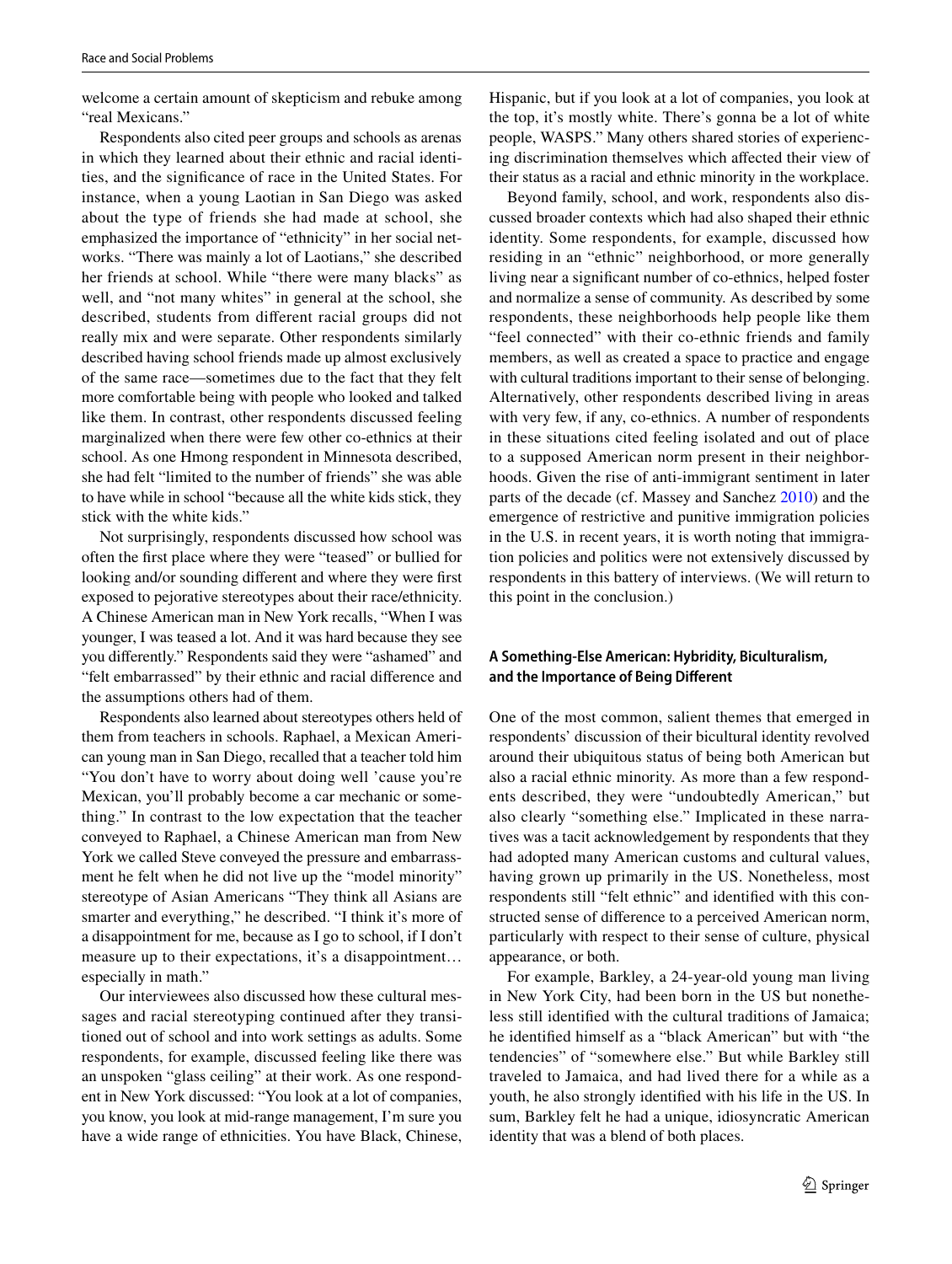welcome a certain amount of skepticism and rebuke among "real Mexicans."

Respondents also cited peer groups and schools as arenas in which they learned about their ethnic and racial identities, and the significance of race in the United States. For instance, when a young Laotian in San Diego was asked about the type of friends she had made at school, she emphasized the importance of "ethnicity" in her social networks. "There was mainly a lot of Laotians," she described her friends at school. While "there were many blacks" as well, and "not many whites" in general at the school, she described, students from different racial groups did not really mix and were separate. Other respondents similarly described having school friends made up almost exclusively of the same race—sometimes due to the fact that they felt more comfortable being with people who looked and talked like them. In contrast, other respondents discussed feeling marginalized when there were few other co-ethnics at their school. As one Hmong respondent in Minnesota described, she had felt "limited to the number of friends" she was able to have while in school "because all the white kids stick, they stick with the white kids."

Not surprisingly, respondents discussed how school was often the first place where they were "teased" or bullied for looking and/or sounding different and where they were first exposed to pejorative stereotypes about their race/ethnicity. A Chinese American man in New York recalls, "When I was younger, I was teased a lot. And it was hard because they see you differently." Respondents said they were "ashamed" and "felt embarrassed" by their ethnic and racial difference and the assumptions others had of them.

Respondents also learned about stereotypes others held of them from teachers in schools. Raphael, a Mexican American young man in San Diego, recalled that a teacher told him "You don't have to worry about doing well 'cause you're Mexican, you'll probably become a car mechanic or something." In contrast to the low expectation that the teacher conveyed to Raphael, a Chinese American man from New York we called Steve conveyed the pressure and embarrassment he felt when he did not live up the "model minority" stereotype of Asian Americans "They think all Asians are smarter and everything," he described. "I think it's more of a disappointment for me, because as I go to school, if I don't measure up to their expectations, it's a disappointment… especially in math."

Our interviewees also discussed how these cultural messages and racial stereotyping continued after they transitioned out of school and into work settings as adults. Some respondents, for example, discussed feeling like there was an unspoken "glass ceiling" at their work. As one respondent in New York discussed: "You look at a lot of companies, you know, you look at mid-range management, I'm sure you have a wide range of ethnicities. You have Black, Chinese, Hispanic, but if you look at a lot of companies, you look at the top, it's mostly white. There's gonna be a lot of white people, WASPS." Many others shared stories of experiencing discrimination themselves which affected their view of their status as a racial and ethnic minority in the workplace.

Beyond family, school, and work, respondents also discussed broader contexts which had also shaped their ethnic identity. Some respondents, for example, discussed how residing in an "ethnic" neighborhood, or more generally living near a significant number of co-ethnics, helped foster and normalize a sense of community. As described by some respondents, these neighborhoods help people like them "feel connected" with their co-ethnic friends and family members, as well as created a space to practice and engage with cultural traditions important to their sense of belonging. Alternatively, other respondents described living in areas with very few, if any, co-ethnics. A number of respondents in these situations cited feeling isolated and out of place to a supposed American norm present in their neighborhoods. Given the rise of anti-immigrant sentiment in later parts of the decade (cf. Massey and Sanchez 2010) and the emergence of restrictive and punitive immigration policies in the U.S. in recent years, it is worth noting that immigration policies and politics were not extensively discussed by respondents in this battery of interviews. (We will return to this point in the conclusion.)

### A Something-Else American: Hybridity, Biculturalism, and the Importance of Being Different

One of the most common, salient themes that emerged in respondents' discussion of their bicultural identity revolved around their ubiquitous status of being both American but also a racial ethnic minority. As more than a few respondents described, they were "undoubtedly American," but also clearly "something else." Implicated in these narratives was a tacit acknowledgement by respondents that they had adopted many American customs and cultural values, having grown up primarily in the US. Nonetheless, most respondents still "felt ethnic" and identified with this constructed sense of difference to a perceived American norm, particularly with respect to their sense of culture, physical appearance, or both.

For example, Barkley, a 24-year-old young man living in New York City, had been born in the US but nonetheless still identified with the cultural traditions of Jamaica; he identified himself as a "black American" but with "the tendencies" of "somewhere else." But while Barkley still traveled to Jamaica, and had lived there for a while as a youth, he also strongly identified with his life in the US. In sum, Barkley felt he had a unique, idiosyncratic American identity that was a blend of both places.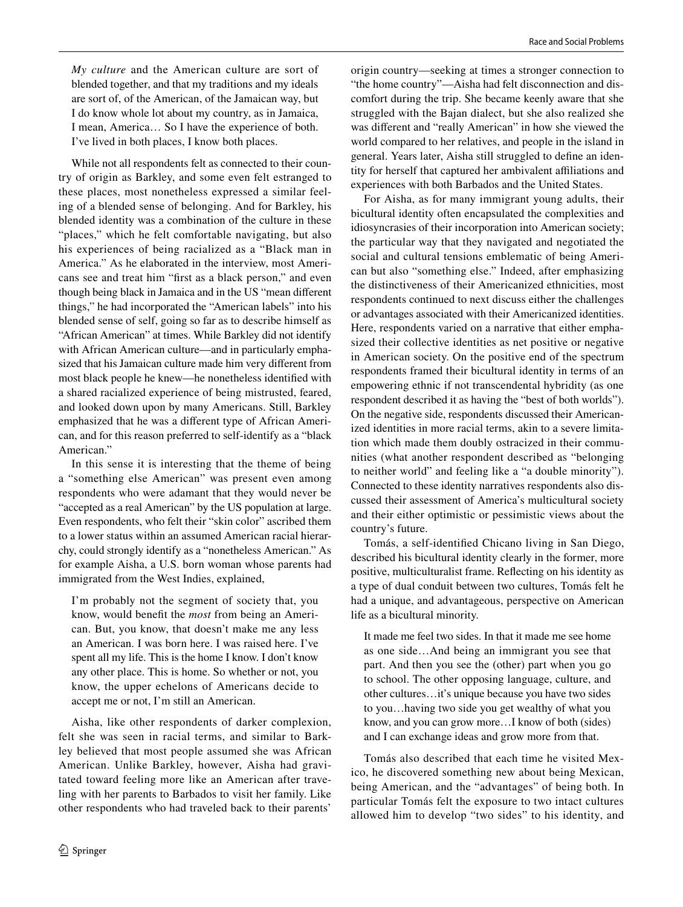*My culture* and the American culture are sort of blended together, and that my traditions and my ideals are sort of, of the American, of the Jamaican way, but I do know whole lot about my country, as in Jamaica, I mean, America… So I have the experience of both. I've lived in both places, I know both places.

While not all respondents felt as connected to their country of origin as Barkley, and some even felt estranged to these places, most nonetheless expressed a similar feeling of a blended sense of belonging. And for Barkley, his blended identity was a combination of the culture in these "places," which he felt comfortable navigating, but also his experiences of being racialized as a "Black man in America." As he elaborated in the interview, most Americans see and treat him "first as a black person," and even though being black in Jamaica and in the US "mean different things," he had incorporated the "American labels" into his blended sense of self, going so far as to describe himself as "African American" at times. While Barkley did not identify with African American culture—and in particularly emphasized that his Jamaican culture made him very different from most black people he knew—he nonetheless identified with a shared racialized experience of being mistrusted, feared, and looked down upon by many Americans. Still, Barkley emphasized that he was a different type of African American, and for this reason preferred to self-identify as a "black American."

In this sense it is interesting that the theme of being a "something else American" was present even among respondents who were adamant that they would never be "accepted as a real American" by the US population at large. Even respondents, who felt their "skin color" ascribed them to a lower status within an assumed American racial hierarchy, could strongly identify as a "nonetheless American." As for example Aisha, a U.S. born woman whose parents had immigrated from the West Indies, explained,

> I'm probably not the segment of society that, you know, would benefit the *most* from being an American. But, you know, that doesn't make me any less an American. I was born here. I was raised here. I've spent all my life. This is the home I know. I don't know any other place. This is home. So whether or not, you know, the upper echelons of Americans decide to accept me or not, I'm still an American.

Aisha, like other respondents of darker complexion, felt she was seen in racial terms, and similar to Barkley believed that most people assumed she was African American. Unlike Barkley, however, Aisha had gravitated toward feeling more like an American after traveling with her parents to Barbados to visit her family. Like other respondents who had traveled back to their parents' origin country—seeking at times a stronger connection to "the home country"—Aisha had felt disconnection and discomfort during the trip. She became keenly aware that she struggled with the Bajan dialect, but she also realized she was different and "really American" in how she viewed the world compared to her relatives, and people in the island in general. Years later, Aisha still struggled to define an identity for herself that captured her ambivalent affiliations and experiences with both Barbados and the United States.

For Aisha, as for many immigrant young adults, their bicultural identity often encapsulated the complexities and idiosyncrasies of their incorporation into American society; the particular way that they navigated and negotiated the social and cultural tensions emblematic of being American but also "something else." Indeed, after emphasizing the distinctiveness of their Americanized ethnicities, most respondents continued to next discuss either the challenges or advantages associated with their Americanized identities. Here, respondents varied on a narrative that either emphasized their collective identities as net positive or negative in American society. On the positive end of the spectrum respondents framed their bicultural identity in terms of an empowering ethnic if not transcendental hybridity (as one respondent described it as having the "best of both worlds"). On the negative side, respondents discussed their Americanized identities in more racial terms, akin to a severe limitation which made them doubly ostracized in their communities (what another respondent described as "belonging to neither world" and feeling like a "a double minority"). Connected to these identity narratives respondents also discussed their assessment of America's multicultural society and their either optimistic or pessimistic views about the country's future.

Tomás, a self-identified Chicano living in San Diego, described his bicultural identity clearly in the former, more positive, multiculturalist frame. Reflecting on his identity as a type of dual conduit between two cultures, Tomás felt he had a unique, and advantageous, perspective on American life as a bicultural minority.

> It made me feel two sides. In that it made me see home as one side…And being an immigrant you see that part. And then you see the (other) part when you go to school. The other opposing language, culture, and other cultures…it's unique because you have two sides to you…having two side you get wealthy of what you know, and you can grow more…I know of both (sides) and I can exchange ideas and grow more from that.

Tomás also described that each time he visited Mexico, he discovered something new about being Mexican, being American, and the "advantages" of being both. In particular Tomás felt the exposure to two intact cultures allowed him to develop "two sides" to his identity, and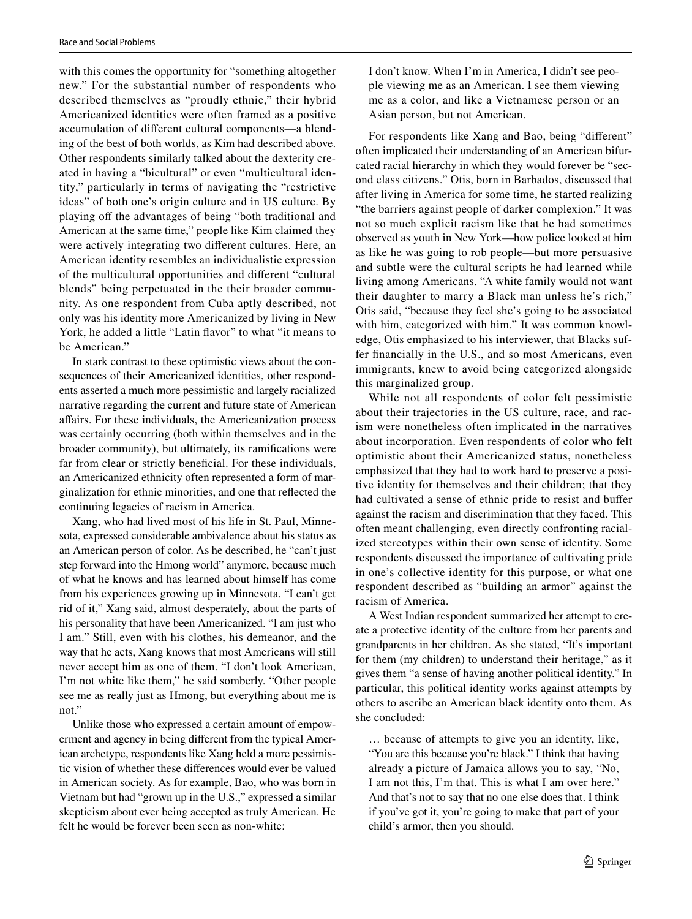with this comes the opportunity for "something altogether new." For the substantial number of respondents who described themselves as "proudly ethnic," their hybrid Americanized identities were often framed as a positive accumulation of different cultural components—a blending of the best of both worlds, as Kim had described above. Other respondents similarly talked about the dexterity created in having a "bicultural" or even "multicultural identity," particularly in terms of navigating the "restrictive ideas" of both one's origin culture and in US culture. By playing off the advantages of being "both traditional and American at the same time," people like Kim claimed they were actively integrating two different cultures. Here, an American identity resembles an individualistic expression of the multicultural opportunities and different "cultural blends" being perpetuated in the their broader community. As one respondent from Cuba aptly described, not only was his identity more Americanized by living in New York, he added a little "Latin flavor" to what "it means to be American."

In stark contrast to these optimistic views about the consequences of their Americanized identities, other respondents asserted a much more pessimistic and largely racialized narrative regarding the current and future state of American affairs. For these individuals, the Americanization process was certainly occurring (both within themselves and in the broader community), but ultimately, its ramifications were far from clear or strictly beneficial. For these individuals, an Americanized ethnicity often represented a form of marginalization for ethnic minorities, and one that reflected the continuing legacies of racism in America.

Xang, who had lived most of his life in St. Paul, Minnesota, expressed considerable ambivalence about his status as an American person of color. As he described, he "can't just step forward into the Hmong world" anymore, because much of what he knows and has learned about himself has come from his experiences growing up in Minnesota. "I can't get rid of it," Xang said, almost desperately, about the parts of his personality that have been Americanized. "I am just who I am." Still, even with his clothes, his demeanor, and the way that he acts, Xang knows that most Americans will still never accept him as one of them. "I don't look American, I'm not white like them," he said somberly. "Other people see me as really just as Hmong, but everything about me is not."

Unlike those who expressed a certain amount of empowerment and agency in being different from the typical American archetype, respondents like Xang held a more pessimistic vision of whether these differences would ever be valued in American society. As for example, Bao, who was born in Vietnam but had "grown up in the U.S.," expressed a similar skepticism about ever being accepted as truly American. He felt he would be forever been seen as non-white:

> I don't know. When I'm in America, I didn't see people viewing me as an American. I see them viewing me as a color, and like a Vietnamese person or an Asian person, but not American.

For respondents like Xang and Bao, being "different" often implicated their understanding of an American bifurcated racial hierarchy in which they would forever be "second class citizens." Otis, born in Barbados, discussed that after living in America for some time, he started realizing "the barriers against people of darker complexion." It was not so much explicit racism like that he had sometimes observed as youth in New York—how police looked at him as like he was going to rob people—but more persuasive and subtle were the cultural scripts he had learned while living among Americans. "A white family would not want their daughter to marry a Black man unless he's rich," Otis said, "because they feel she's going to be associated with him, categorized with him." It was common knowledge, Otis emphasized to his interviewer, that Blacks suffer financially in the U.S., and so most Americans, even immigrants, knew to avoid being categorized alongside this marginalized group.

While not all respondents of color felt pessimistic about their trajectories in the US culture, race, and racism were nonetheless often implicated in the narratives about incorporation. Even respondents of color who felt optimistic about their Americanized status, nonetheless emphasized that they had to work hard to preserve a positive identity for themselves and their children; that they had cultivated a sense of ethnic pride to resist and buffer against the racism and discrimination that they faced. This often meant challenging, even directly confronting racialized stereotypes within their own sense of identity. Some respondents discussed the importance of cultivating pride in one's collective identity for this purpose, or what one respondent described as "building an armor" against the racism of America.

A West Indian respondent summarized her attempt to create a protective identity of the culture from her parents and grandparents in her children. As she stated, "It's important for them (my children) to understand their heritage," as it gives them "a sense of having another political identity." In particular, this political identity works against attempts by others to ascribe an American black identity onto them. As she concluded:

> … because of attempts to give you an identity, like, "You are this because you're black." I think that having already a picture of Jamaica allows you to say, "No, I am not this, I'm that. This is what I am over here." And that's not to say that no one else does that. I think if you've got it, you're going to make that part of your child's armor, then you should.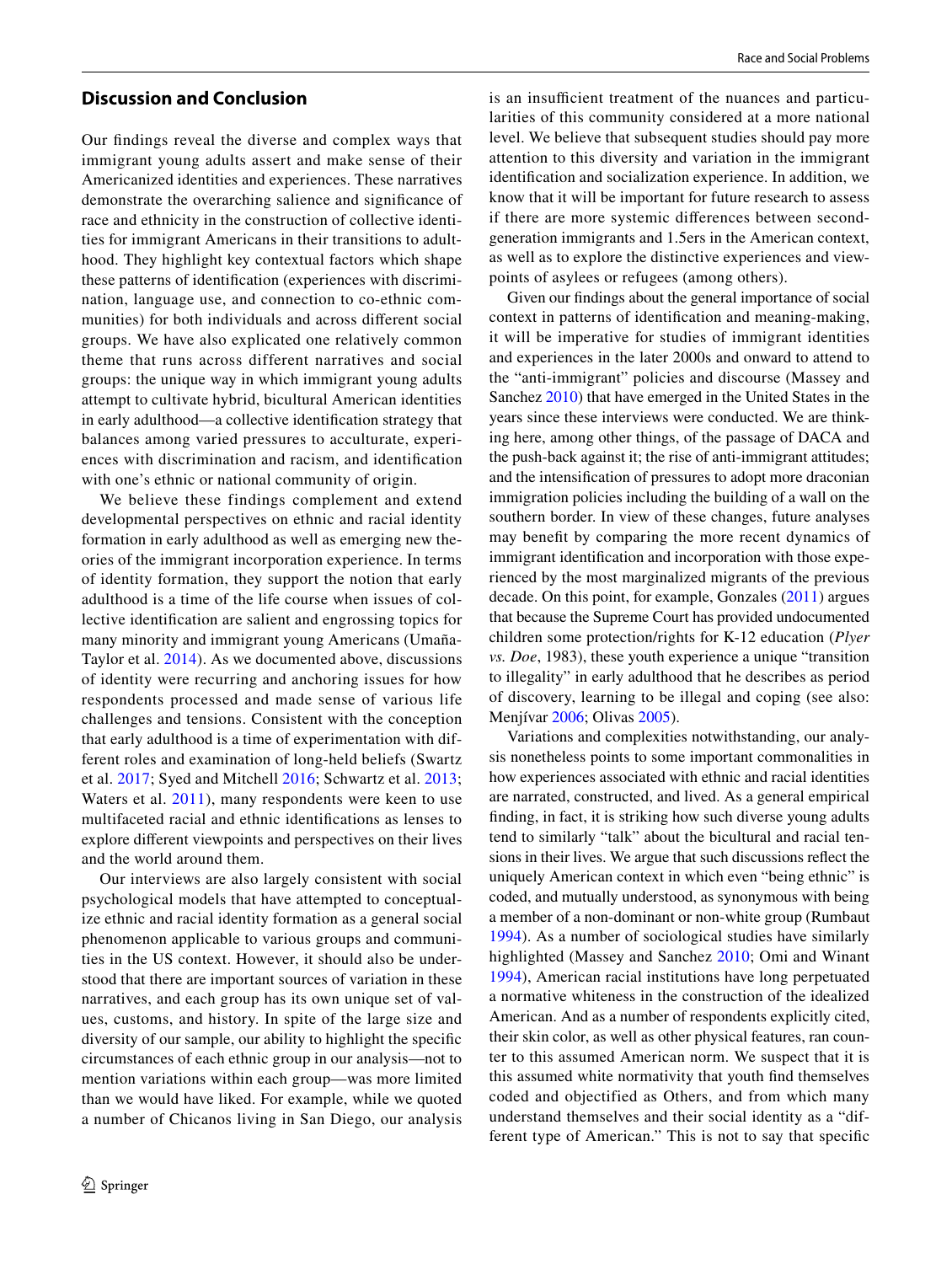## Discussion and Conclusion

Our findings reveal the diverse and complex ways that immigrant young adults assert and make sense of their Americanized identities and experiences. These narratives demonstrate the overarching salience and significance of race and ethnicity in the construction of collective identities for immigrant Americans in their transitions to adulthood. They highlight key contextual factors which shape these patterns of identification (experiences with discrimination, language use, and connection to co-ethnic communities) for both individuals and across different social groups. We have also explicated one relatively common theme that runs across different narratives and social groups: the unique way in which immigrant young adults attempt to cultivate hybrid, bicultural American identities in early adulthood—a collective identification strategy that balances among varied pressures to acculturate, experiences with discrimination and racism, and identification with one's ethnic or national community of origin.

We believe these findings complement and extend developmental perspectives on ethnic and racial identity formation in early adulthood as well as emerging new theories of the immigrant incorporation experience. In terms of identity formation, they support the notion that early adulthood is a time of the life course when issues of collective identification are salient and engrossing topics for many minority and immigrant young Americans (Umaña-Taylor et al. 2014). As we documented above, discussions of identity were recurring and anchoring issues for how respondents processed and made sense of various life challenges and tensions. Consistent with the conception that early adulthood is a time of experimentation with different roles and examination of long-held beliefs (Swartz et al. 2017; Syed and Mitchell 2016; Schwartz et al. 2013; Waters et al. 2011), many respondents were keen to use multifaceted racial and ethnic identifications as lenses to explore different viewpoints and perspectives on their lives and the world around them.

Our interviews are also largely consistent with social psychological models that have attempted to conceptualize ethnic and racial identity formation as a general social phenomenon applicable to various groups and communities in the US context. However, it should also be understood that there are important sources of variation in these narratives, and each group has its own unique set of values, customs, and history. In spite of the large size and diversity of our sample, our ability to highlight the specific circumstances of each ethnic group in our analysis—not to mention variations within each group—was more limited than we would have liked. For example, while we quoted a number of Chicanos living in San Diego, our analysis is an insufficient treatment of the nuances and particularities of this community considered at a more national level. We believe that subsequent studies should pay more attention to this diversity and variation in the immigrant identification and socialization experience. In addition, we know that it will be important for future research to assess if there are more systemic differences between second-generation immigrants and 1.5ers in the American context, as well as to explore the distinctive experiences and viewpoints of asylees or refugees (among others).

Given our findings about the general importance of social context in patterns of identification and meaning-making, it will be imperative for studies of immigrant identities and experiences in the later 2000s and onward to attend to the "anti-immigrant" policies and discourse (Massey and Sanchez 2010) that have emerged in the United States in the years since these interviews were conducted. We are thinking here, among other things, of the passage of DACA and the push-back against it; the rise of anti-immigrant attitudes; and the intensification of pressures to adopt more draconian immigration policies including the building of a wall on the southern border. In view of these changes, future analyses may benefit by comparing the more recent dynamics of immigrant identification and incorporation with those experienced by the most marginalized migrants of the previous decade. On this point, for example, Gonzales (2011) argues that because the Supreme Court has provided undocumented children some protection/rights for K-12 education (*Plyer vs. Doe*, 1983), these youth experience a unique "transition to illegality" in early adulthood that he describes as period of discovery, learning to be illegal and coping (see also: Menjívar 2006; Olivas 2005).

Variations and complexities notwithstanding, our analysis nonetheless points to some important commonalities in how experiences associated with ethnic and racial identities are narrated, constructed, and lived. As a general empirical finding, in fact, it is striking how such diverse young adults tend to similarly "talk" about the bicultural and racial tensions in their lives. We argue that such discussions reflect the uniquely American context in which even "being ethnic" is coded, and mutually understood, as synonymous with being a member of a non-dominant or non-white group (Rumbaut 1994). As a number of sociological studies have similarly highlighted (Massey and Sanchez 2010; Omi and Winant 1994), American racial institutions have long perpetuated a normative whiteness in the construction of the idealized American. And as a number of respondents explicitly cited, their skin color, as well as other physical features, ran counter to this assumed American norm. We suspect that it is this assumed white normativity that youth find themselves coded and objectified as Others, and from which many understand themselves and their social identity as a "different type of American." This is not to say that specific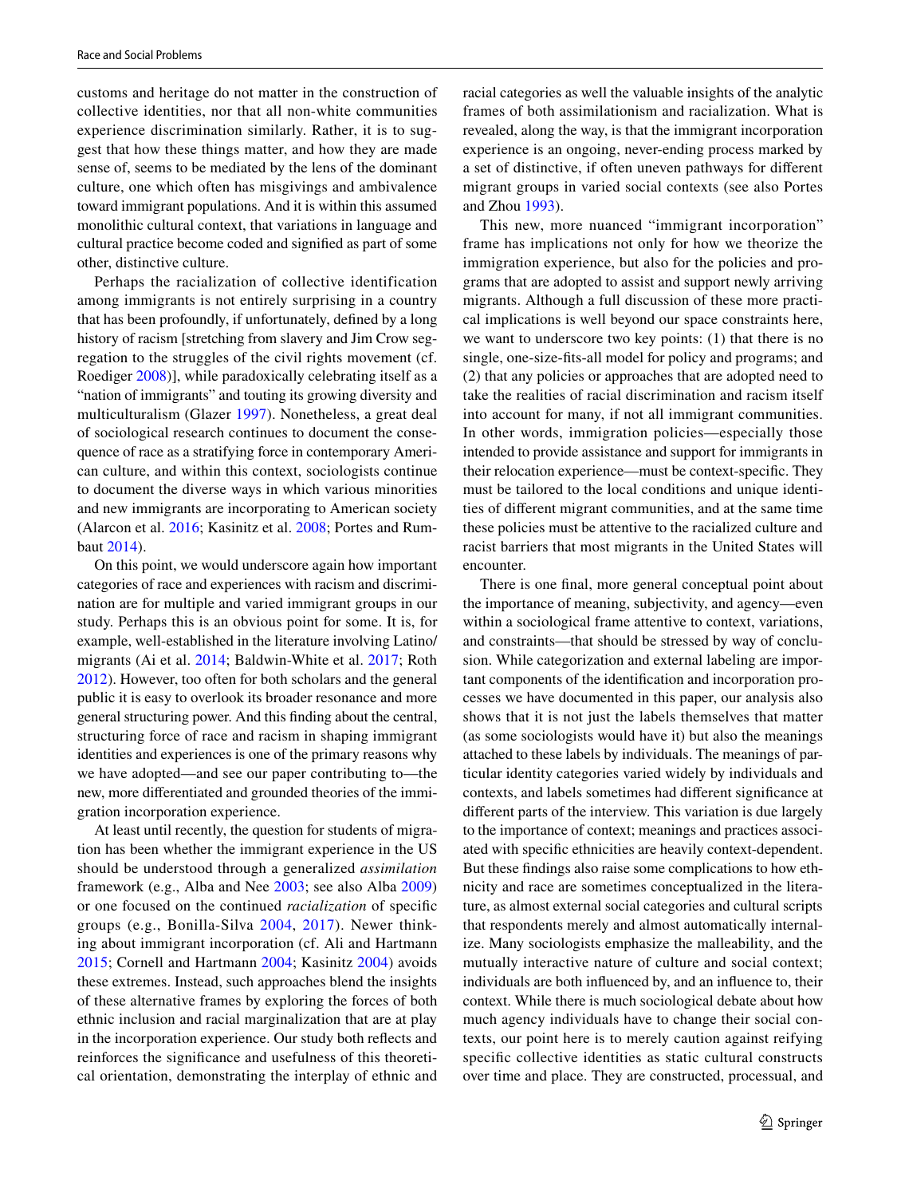customs and heritage do not matter in the construction of collective identities, nor that all non-white communities experience discrimination similarly. Rather, it is to suggest that how these things matter, and how they are made sense of, seems to be mediated by the lens of the dominant culture, one which often has misgivings and ambivalence toward immigrant populations. And it is within this assumed monolithic cultural context, that variations in language and cultural practice become coded and signified as part of some other, distinctive culture.

Perhaps the racialization of collective identification among immigrants is not entirely surprising in a country that has been profoundly, if unfortunately, defined by a long history of racism [stretching from slavery and Jim Crow segregation to the struggles of the civil rights movement (cf. Roediger 2008)], while paradoxically celebrating itself as a "nation of immigrants" and touting its growing diversity and multiculturalism (Glazer 1997). Nonetheless, a great deal of sociological research continues to document the consequence of race as a stratifying force in contemporary American culture, and within this context, sociologists continue to document the diverse ways in which various minorities and new immigrants are incorporating to American society (Alarcon et al. 2016; Kasinitz et al. 2008; Portes and Rumbaut 2014).

On this point, we would underscore again how important categories of race and experiences with racism and discrimination are for multiple and varied immigrant groups in our study. Perhaps this is an obvious point for some. It is, for example, well-established in the literature involving Latino/migrants (Ai et al. 2014; Baldwin-White et al. 2017; Roth 2012). However, too often for both scholars and the general public it is easy to overlook its broader resonance and more general structuring power. And this finding about the central, structuring force of race and racism in shaping immigrant identities and experiences is one of the primary reasons why we have adopted—and see our paper contributing to—the new, more differentiated and grounded theories of the immigration incorporation experience.

At least until recently, the question for students of migration has been whether the immigrant experience in the US should be understood through a generalized *assimilation* framework (e.g., Alba and Nee 2003; see also Alba 2009) or one focused on the continued *racialization* of specific groups (e.g., Bonilla-Silva 2004, 2017). Newer thinking about immigrant incorporation (cf. Ali and Hartmann 2015; Cornell and Hartmann 2004; Kasinitz 2004) avoids these extremes. Instead, such approaches blend the insights of these alternative frames by exploring the forces of both ethnic inclusion and racial marginalization that are at play in the incorporation experience. Our study both reflects and reinforces the significance and usefulness of this theoretical orientation, demonstrating the interplay of ethnic and racial categories as well the valuable insights of the analytic frames of both assimilationism and racialization. What is revealed, along the way, is that the immigrant incorporation experience is an ongoing, never-ending process marked by a set of distinctive, if often uneven pathways for different migrant groups in varied social contexts (see also Portes and Zhou 1993).

This new, more nuanced "immigrant incorporation" frame has implications not only for how we theorize the immigration experience, but also for the policies and programs that are adopted to assist and support newly arriving migrants. Although a full discussion of these more practical implications is well beyond our space constraints here, we want to underscore two key points: (1) that there is no single, one-size-fits-all model for policy and programs; and (2) that any policies or approaches that are adopted need to take the realities of racial discrimination and racism itself into account for many, if not all immigrant communities. In other words, immigration policies—especially those intended to provide assistance and support for immigrants in their relocation experience—must be context-specific. They must be tailored to the local conditions and unique identities of different migrant communities, and at the same time these policies must be attentive to the racialized culture and racist barriers that most migrants in the United States will encounter.

There is one final, more general conceptual point about the importance of meaning, subjectivity, and agency—even within a sociological frame attentive to context, variations, and constraints—that should be stressed by way of conclusion. While categorization and external labeling are important components of the identification and incorporation processes we have documented in this paper, our analysis also shows that it is not just the labels themselves that matter (as some sociologists would have it) but also the meanings attached to these labels by individuals. The meanings of particular identity categories varied widely by individuals and contexts, and labels sometimes had different significance at different parts of the interview. This variation is due largely to the importance of context; meanings and practices associated with specific ethnicities are heavily context-dependent. But these findings also raise some complications to how ethnicity and race are sometimes conceptualized in the literature, as almost external social categories and cultural scripts that respondents merely and almost automatically internalize. Many sociologists emphasize the malleability, and the mutually interactive nature of culture and social context; individuals are both influenced by, and an influence to, their context. While there is much sociological debate about how much agency individuals have to change their social contexts, our point here is to merely caution against reifying specific collective identities as static cultural constructs over time and place. They are constructed, processual, and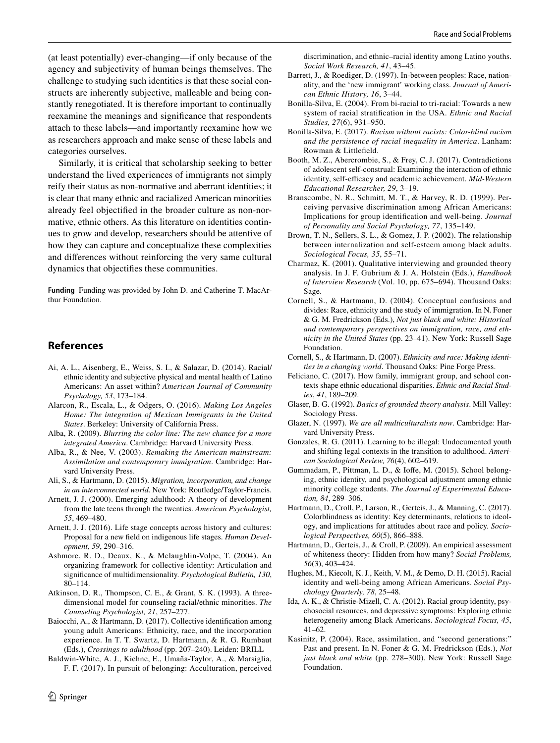(at least potentially) ever-changing—if only because of the agency and subjectivity of human beings themselves. The challenge to studying such identities is that these social constructs are inherently subjective, malleable and being constantly renegotiated. It is therefore important to continually reexamine the meanings and significance that respondents attach to these labels—and importantly reexamine how we as researchers approach and make sense of these labels and categories ourselves.

Similarly, it is critical that scholarship seeking to better understand the lived experiences of immigrants not simply reify their status as non-normative and aberrant identities; it is clear that many ethnic and racialized American minorities already feel objectified in the broader culture as non-normative, ethnic others. As this literature on identities continues to grow and develop, researchers should be attentive of how they can capture and conceptualize these complexities and differences without reinforcing the very same cultural dynamics that objectifies these communities.

**Funding** Funding was provided by John D. and Catherine T. MacArthur Foundation.

## References

Ai, A. L., Aisenberg, E., Weiss, S. I., & Salazar, D. (2014). Racial/ethnic identity and subjective physical and mental health of Latino Americans: An asset within? *American Journal of Community Psychology, 53*, 173–184.

Alarcon, R., Escala, L., & Odgers, O. (2016). *Making Los Angeles Home: The integration of Mexican Immigrants in the United States*. Berkeley: University of California Press.

Alba, R. (2009). *Blurring the color line: The new chance for a more integrated America*. Cambridge: Harvard University Press.

Alba, R., & Nee, V. (2003). *Remaking the American mainstream: Assimilation and contemporary immigration*. Cambridge: Harvard University Press.

Ali, S., & Hartmann, D. (2015). *Migration, incorporation, and change in an interconnected world*. New York: Routledge/Taylor-Francis.

Arnett, J. J. (2000). Emerging adulthood: A theory of development from the late teens through the twenties. *American Psychologist, 55*, 469–480.

Arnett, J. J. (2016). Life stage concepts across history and cultures: Proposal for a new field on indigenous life stages. *Human Development, 59*, 290–316.

Ashmore, R. D., Deaux, K., & Mclaughlin-Volpe, T. (2004). An organizing framework for collective identity: Articulation and significance of multidimensionality. *Psychological Bulletin, 130*, 80–114.

Atkinson, D. R., Thompson, C. E., & Grant, S. K. (1993). A three-dimensional model for counseling racial/ethnic minorities. *The Counseling Psychologist, 21*, 257–277.

Baiocchi, A., & Hartmann, D. (2017). Collective identification among young adult Americans: Ethnicity, race, and the incorporation experience. In T. T. Swartz, D. Hartmann, & R. G. Rumbaut (Eds.), *Crossings to adulthood* (pp. 207–240). Leiden: BRILL

Baldwin-White, A. J., Kiehne, E., Umaña-Taylor, A., & Marsiglia, F. F. (2017). In pursuit of belonging: Acculturation, perceived discrimination, and ethnic–racial identity among Latino youths. *Social Work Research, 41*, 43–45.

Barrett, J., & Roediger, D. (1997). In-between peoples: Race, nationality, and the 'new immigrant' working class. *Journal of American Ethnic History, 16*, 3–44.

Bonilla-Silva, E. (2004). From bi-racial to tri-racial: Towards a new system of racial stratification in the USA. *Ethnic and Racial Studies, 27*(6), 931–950.

Bonilla-Silva, E. (2017). *Racism without racists: Color-blind racism and the persistence of racial inequality in America*. Lanham: Rowman & Littlefield.

Booth, M. Z., Abercrombie, S., & Frey, C. J. (2017). Contradictions of adolescent self-construal: Examining the interaction of ethnic identity, self-efficacy and academic achievement. *Mid-Western Educational Researcher, 29*, 3–19.

Branscombe, N. R., Schmitt, M. T., & Harvey, R. D. (1999). Perceiving pervasive discrimination among African Americans: Implications for group identification and well-being. *Journal of Personality and Social Psychology, 77*, 135–149.

Brown, T. N., Sellers, S. L., & Gomez, J. P. (2002). The relationship between internalization and self-esteem among black adults. *Sociological Focus, 35*, 55–71.

Charmaz, K. (2001). Qualitative interviewing and grounded theory analysis. In J. F. Gubrium & J. A. Holstein (Eds.), *Handbook of Interview Research* (Vol. 10, pp. 675–694). Thousand Oaks: Sage.

Cornell, S., & Hartmann, D. (2004). Conceptual confusions and divides: Race, ethnicity and the study of immigration. In N. Foner & G. M. Fredrickson (Eds.), *Not just black and white: Historical and contemporary perspectives on immigration, race, and ethnicity in the United States* (pp. 23–41). New York: Russell Sage Foundation.

Cornell, S., & Hartmann, D. (2007). *Ethnicity and race: Making identities in a changing world*. Thousand Oaks: Pine Forge Press.

Feliciano, C. (2017). How family, immigrant group, and school contexts shape ethnic educational disparities. *Ethnic and Racial Studies*, *41*, 189–209.

Glaser, B. G. (1992). *Basics of grounded theory analysis*. Mill Valley: Sociology Press.

Glazer, N. (1997). *We are all multiculturalists now*. Cambridge: Harvard University Press.

Gonzales, R. G. (2011). Learning to be illegal: Undocumented youth and shifting legal contexts in the transition to adulthood. *American Sociological Review, 76*(4), 602–619.

Gummadam, P., Pittman, L. D., & Ioffe, M. (2015). School belonging, ethnic identity, and psychological adjustment among ethnic minority college students. *The Journal of Experimental Education, 84*, 289–306.

Hartmann, D., Croll, P., Larson, R., Gerteis, J., & Manning, C. (2017). Colorblindness as identity: Key determinants, relations to ideology, and implications for attitudes about race and policy. *Sociological Perspectives, 60*(5), 866–888.

Hartmann, D., Gerteis, J., & Croll, P. (2009). An empirical assessment of whiteness theory: Hidden from how many? *Social Problems, 56*(3), 403–424.

Hughes, M., Kiecolt, K. J., Keith, V. M., & Demo, D. H. (2015). Racial identity and well-being among African Americans. *Social Psychology Quarterly, 78*, 25–48.

Ida, A. K., & Christie-Mizell, C. A. (2012). Racial group identity, psychosocial resources, and depressive symptoms: Exploring ethnic heterogeneity among Black Americans. *Sociological Focus, 45*, 41–62.

Kasinitz, P. (2004). Race, assimilation, and "second generations:" Past and present. In N. Foner & G. M. Fredrickson (Eds.), *Not just black and white* (pp. 278–300). New York: Russell Sage Foundation.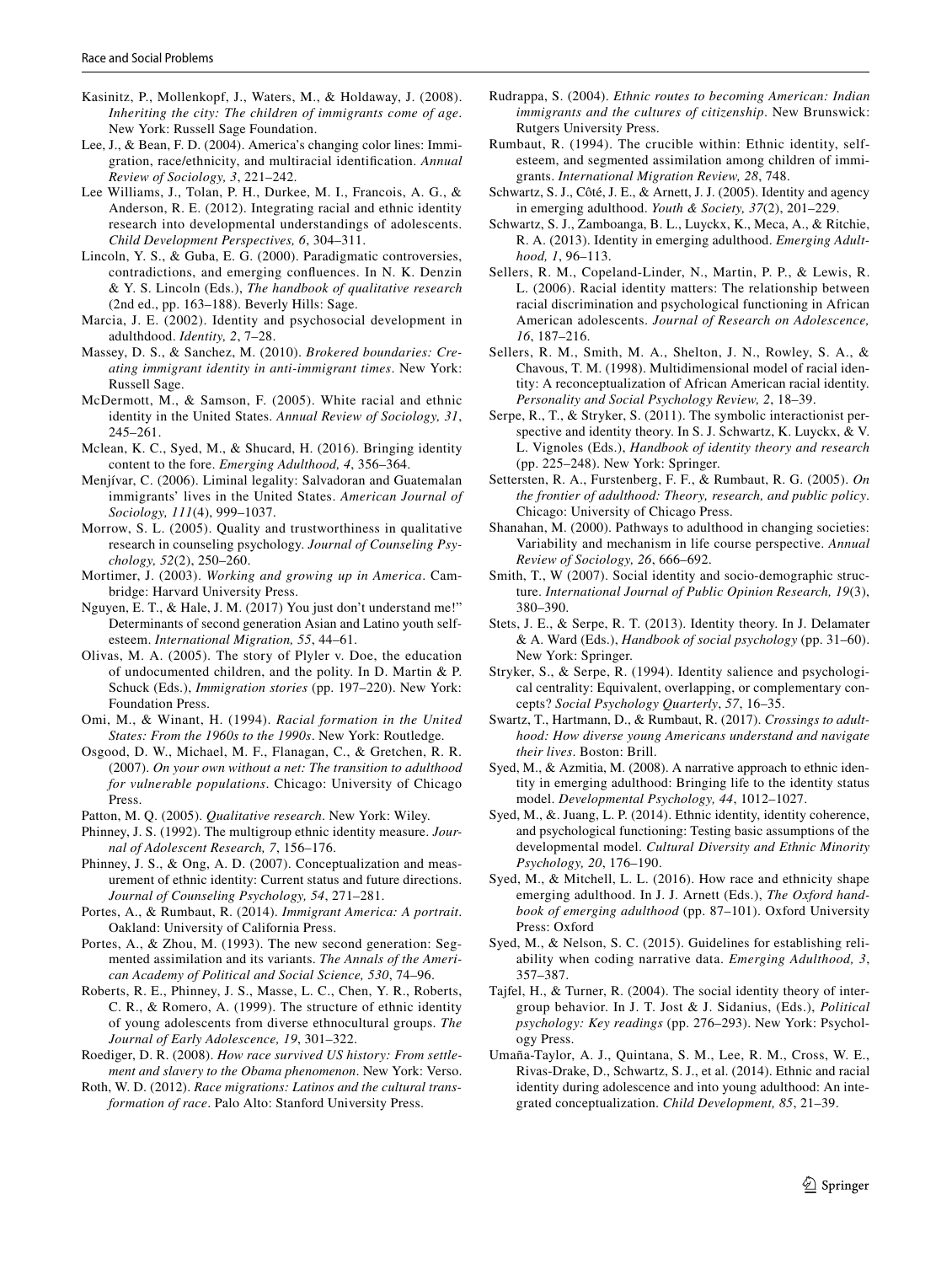Kasinitz, P., Mollenkopf, J., Waters, M., & Holdaway, J. (2008). *Inheriting the city: The children of immigrants come of age*. New York: Russell Sage Foundation.

Lee, J., & Bean, F. D. (2004). America's changing color lines: Immigration, race/ethnicity, and multiracial identification. *Annual Review of Sociology, 3*, 221–242.

Lee Williams, J., Tolan, P. H., Durkee, M. I., Francois, A. G., & Anderson, R. E. (2012). Integrating racial and ethnic identity research into developmental understandings of adolescents. *Child Development Perspectives, 6*, 304–311.

Lincoln, Y. S., & Guba, E. G. (2000). Paradigmatic controversies, contradictions, and emerging confluences. In N. K. Denzin & Y. S. Lincoln (Eds.), *The handbook of qualitative research* (2nd ed., pp. 163–188). Beverly Hills: Sage.

Marcia, J. E. (2002). Identity and psychosocial development in adulthdood. *Identity, 2*, 7–28.

Massey, D. S., & Sanchez, M. (2010). *Brokered boundaries: Creating immigrant identity in anti-immigrant times*. New York: Russell Sage.

McDermott, M., & Samson, F. (2005). White racial and ethnic identity in the United States. *Annual Review of Sociology, 31*, 245–261.

Mclean, K. C., Syed, M., & Shucard, H. (2016). Bringing identity content to the fore. *Emerging Adulthood, 4*, 356–364.

Menjívar, C. (2006). Liminal legality: Salvadoran and Guatemalan immigrants' lives in the United States. *American Journal of Sociology, 111*(4), 999–1037.

Morrow, S. L. (2005). Quality and trustworthiness in qualitative research in counseling psychology. *Journal of Counseling Psychology, 52*(2), 250–260.

Mortimer, J. (2003). *Working and growing up in America*. Cambridge: Harvard University Press.

Nguyen, E. T., & Hale, J. M. (2017) You just don't understand me!" Determinants of second generation Asian and Latino youth self-esteem. *International Migration, 55*, 44–61.

Olivas, M. A. (2005). The story of Plyler v. Doe, the education of undocumented children, and the polity. In D. Martin & P. Schuck (Eds.), *Immigration stories* (pp. 197–220). New York: Foundation Press.

Omi, M., & Winant, H. (1994). *Racial formation in the United States: From the 1960s to the 1990s*. New York: Routledge.

Osgood, D. W., Michael, M. F., Flanagan, C., & Gretchen, R. R. (2007). *On your own without a net: The transition to adulthood for vulnerable populations*. Chicago: University of Chicago Press.

Patton, M. Q. (2005). *Qualitative research*. New York: Wiley.

Phinney, J. S. (1992). The multigroup ethnic identity measure. *Journal of Adolescent Research, 7*, 156–176.

Phinney, J. S., & Ong, A. D. (2007). Conceptualization and measurement of ethnic identity: Current status and future directions. *Journal of Counseling Psychology, 54*, 271–281.

Portes, A., & Rumbaut, R. (2014). *Immigrant America: A portrait*. Oakland: University of California Press.

Portes, A., & Zhou, M. (1993). The new second generation: Segmented assimilation and its variants. *The Annals of the American Academy of Political and Social Science, 530*, 74–96.

Roberts, R. E., Phinney, J. S., Masse, L. C., Chen, Y. R., Roberts, C. R., & Romero, A. (1999). The structure of ethnic identity of young adolescents from diverse ethnocultural groups. *The Journal of Early Adolescence, 19*, 301–322.

Roediger, D. R. (2008). *How race survived US history: From settlement and slavery to the Obama phenomenon*. New York: Verso.

Roth, W. D. (2012). *Race migrations: Latinos and the cultural transformation of race*. Palo Alto: Stanford University Press.

Rudrappa, S. (2004). *Ethnic routes to becoming American: Indian immigrants and the cultures of citizenship*. New Brunswick: Rutgers University Press.

Rumbaut, R. (1994). The crucible within: Ethnic identity, self-esteem, and segmented assimilation among children of immigrants. *International Migration Review, 28*, 748.

Schwartz, S. J., Côté, J. E., & Arnett, J. J. (2005). Identity and agency in emerging adulthood. *Youth & Society, 37*(2), 201–229.

Schwartz, S. J., Zamboanga, B. L., Luyckx, K., Meca, A., & Ritchie, R. A. (2013). Identity in emerging adulthood. *Emerging Adulthood, 1*, 96–113.

Sellers, R. M., Copeland-Linder, N., Martin, P. P., & Lewis, R. L. (2006). Racial identity matters: The relationship between racial discrimination and psychological functioning in African American adolescents. *Journal of Research on Adolescence, 16*, 187–216.

Sellers, R. M., Smith, M. A., Shelton, J. N., Rowley, S. A., & Chavous, T. M. (1998). Multidimensional model of racial identity: A reconceptualization of African American racial identity. *Personality and Social Psychology Review, 2*, 18–39.

Serpe, R., T., & Stryker, S. (2011). The symbolic interactionist perspective and identity theory. In S. J. Schwartz, K. Luyckx, & V. L. Vignoles (Eds.), *Handbook of identity theory and research* (pp. 225–248). New York: Springer.

Settersten, R. A., Furstenberg, F. F., & Rumbaut, R. G. (2005). *On the frontier of adulthood: Theory, research, and public policy*. Chicago: University of Chicago Press.

Shanahan, M. (2000). Pathways to adulthood in changing societies: Variability and mechanism in life course perspective. *Annual Review of Sociology, 26*, 666–692.

Smith, T., W (2007). Social identity and socio-demographic structure. *International Journal of Public Opinion Research, 19*(3), 380–390.

Stets, J. E., & Serpe, R. T. (2013). Identity theory. In J. Delamater & A. Ward (Eds.), *Handbook of social psychology* (pp. 31–60). New York: Springer.

Stryker, S., & Serpe, R. (1994). Identity salience and psychological centrality: Equivalent, overlapping, or complementary concepts? *Social Psychology Quarterly*, *57*, 16–35.

Swartz, T., Hartmann, D., & Rumbaut, R. (2017). *Crossings to adulthood: How diverse young Americans understand and navigate their lives*. Boston: Brill.

Syed, M., & Azmitia, M. (2008). A narrative approach to ethnic identity in emerging adulthood: Bringing life to the identity status model. *Developmental Psychology, 44*, 1012–1027.

Syed, M., &. Juang, L. P. (2014). Ethnic identity, identity coherence, and psychological functioning: Testing basic assumptions of the developmental model. *Cultural Diversity and Ethnic Minority Psychology, 20*, 176–190.

Syed, M., & Mitchell, L. L. (2016). How race and ethnicity shape emerging adulthood. In J. J. Arnett (Eds.), *The Oxford handbook of emerging adulthood* (pp. 87–101). Oxford University Press: Oxford

Syed, M., & Nelson, S. C. (2015). Guidelines for establishing reliability when coding narrative data. *Emerging Adulthood, 3*, 357–387.

Tajfel, H., & Turner, R. (2004). The social identity theory of intergroup behavior. In J. T. Jost & J. Sidanius, (Eds.), *Political psychology: Key readings* (pp. 276–293). New York: Psychology Press.

Umaña-Taylor, A. J., Quintana, S. M., Lee, R. M., Cross, W. E., Rivas-Drake, D., Schwartz, S. J., et al. (2014). Ethnic and racial identity during adolescence and into young adulthood: An integrated conceptualization. *Child Development, 85*, 21–39.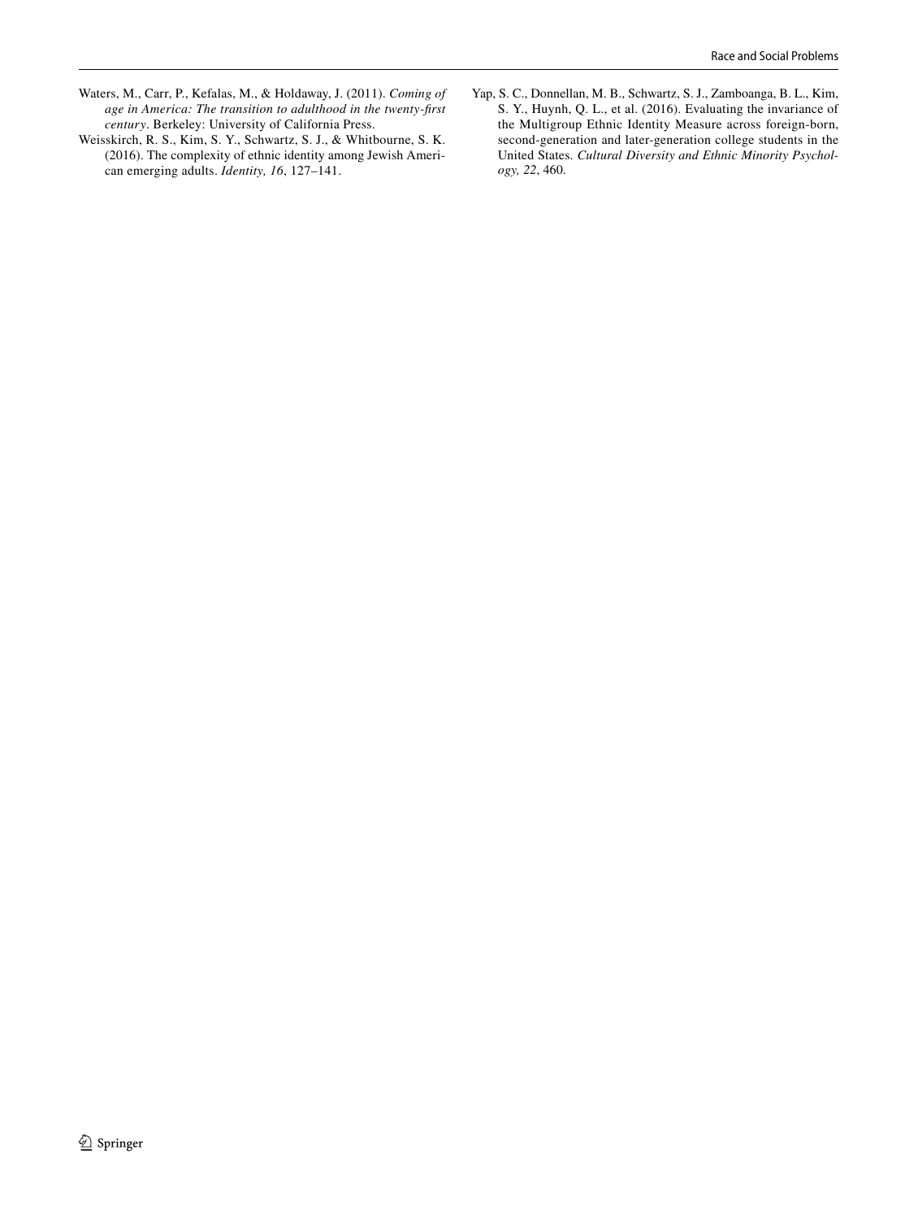Waters, M., Carr, P., Kefalas, M., & Holdaway, J. (2011). *Coming of age in America: The transition to adulthood in the twenty-first century*. Berkeley: University of California Press.

Weisskirch, R. S., Kim, S. Y., Schwartz, S. J., & Whitbourne, S. K. (2016). The complexity of ethnic identity among Jewish American emerging adults. *Identity, 16*, 127–141.

Yap, S. C., Donnellan, M. B., Schwartz, S. J., Zamboanga, B. L., Kim, S. Y., Huynh, Q. L., et al. (2016). Evaluating the invariance of the Multigroup Ethnic Identity Measure across foreign-born, second-generation and later-generation college students in the United States. *Cultural Diversity and Ethnic Minority Psychology, 22*, 460.